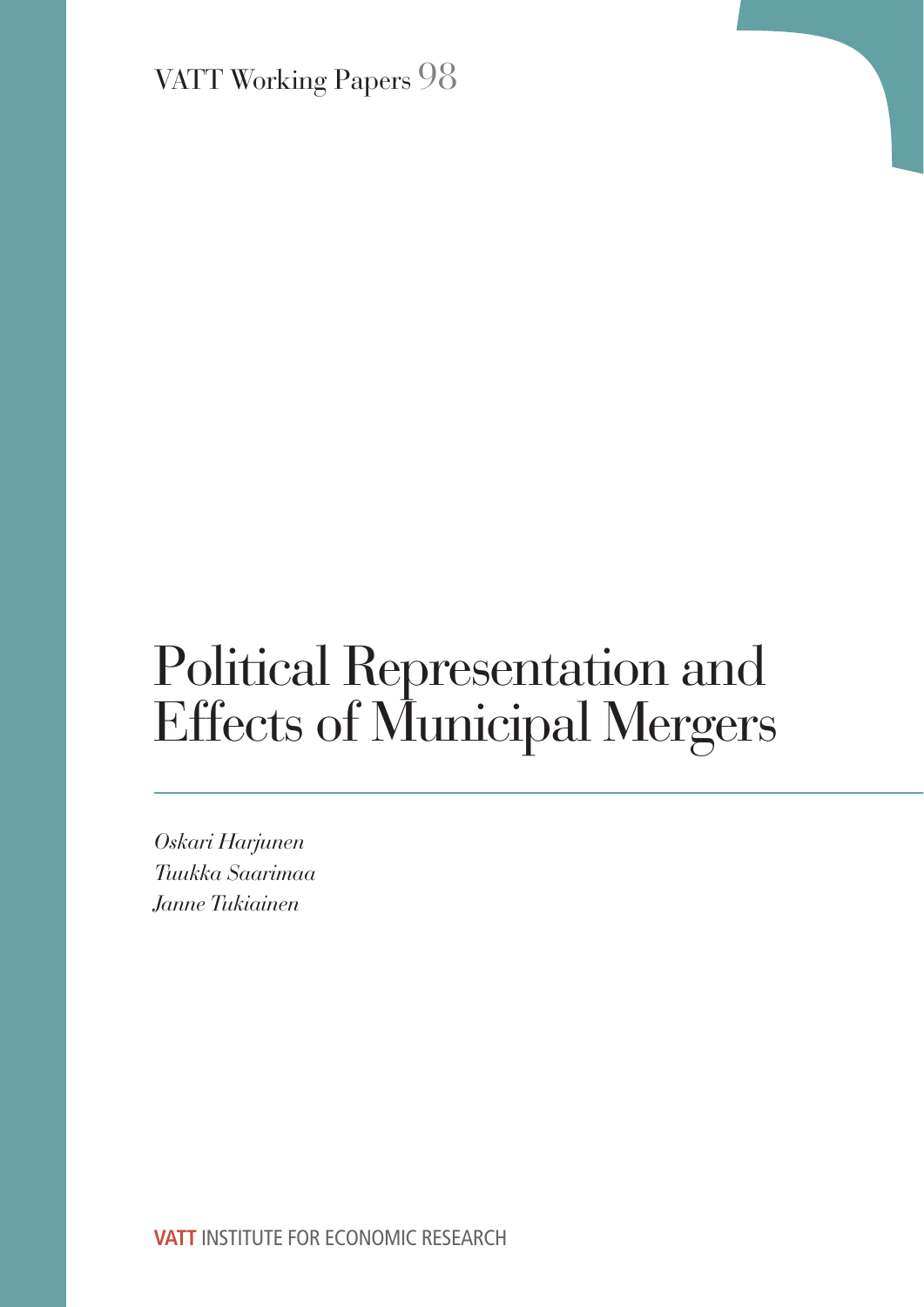VATT Working Papers 98

# Political Representation and Effects of Municipal Mergers

*Oskari Harjunen*
*Tuukka Saarimaa*
*Janne Tukiainen*

**VATT** INSTITUTE FOR ECONOMIC RESEARCH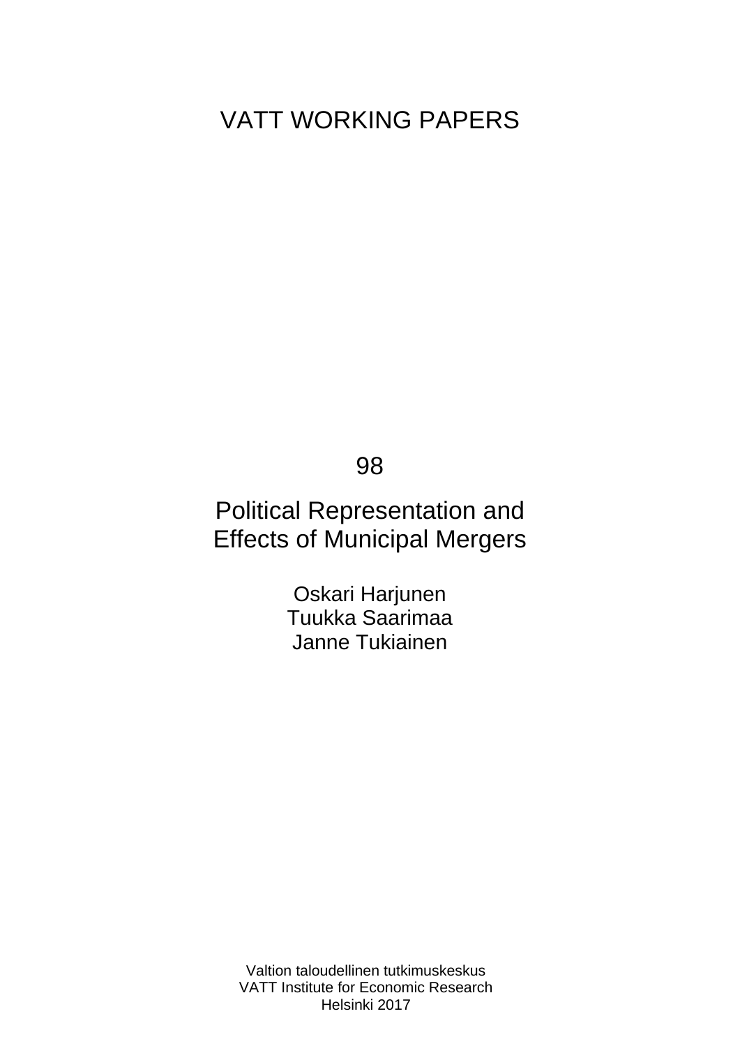VATT WORKING PAPERS

98

# Political Representation and Effects of Municipal Mergers

Oskari Harjunen
Tuukka Saarimaa
Janne Tukiainen

Valtion taloudellinen tutkimuskeskus
VATT Institute for Economic Research
Helsinki 2017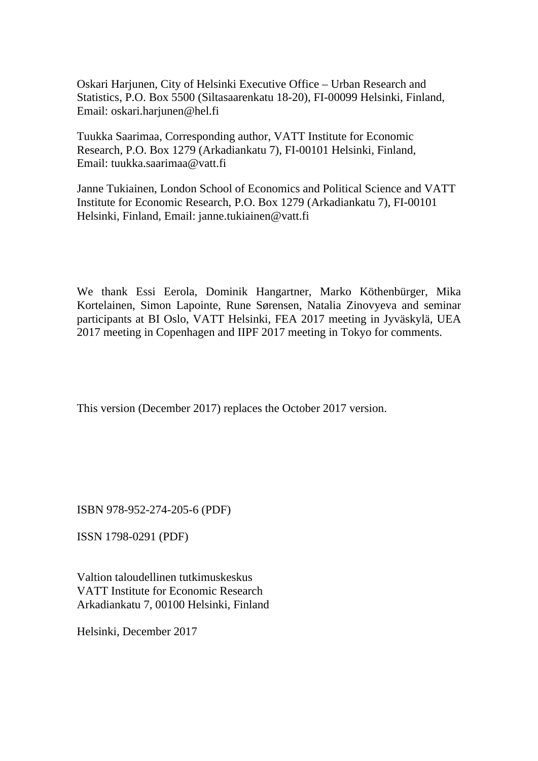Oskari Harjunen, City of Helsinki Executive Office – Urban Research and Statistics, P.O. Box 5500 (Siltasaarenkatu 18-20), FI-00099 Helsinki, Finland, Email: oskari.harjunen@hel.fi

Tuukka Saarimaa, Corresponding author, VATT Institute for Economic Research, P.O. Box 1279 (Arkadiankatu 7), FI-00101 Helsinki, Finland, Email: tuukka.saarimaa@vatt.fi

Janne Tukiainen, London School of Economics and Political Science and VATT Institute for Economic Research, P.O. Box 1279 (Arkadiankatu 7), FI-00101 Helsinki, Finland, Email: janne.tukiainen@vatt.fi

We thank Essi Eerola, Dominik Hangartner, Marko Köthenbürger, Mika Kortelainen, Simon Lapointe, Rune Sørensen, Natalia Zinovyeva and seminar participants at BI Oslo, VATT Helsinki, FEA 2017 meeting in Jyväskylä, UEA 2017 meeting in Copenhagen and IIPF 2017 meeting in Tokyo for comments.

This version (December 2017) replaces the October 2017 version.

ISBN 978-952-274-205-6 (PDF)

ISSN 1798-0291 (PDF)

Valtion taloudellinen tutkimuskeskus
VATT Institute for Economic Research
Arkadiankatu 7, 00100 Helsinki, Finland

Helsinki, December 2017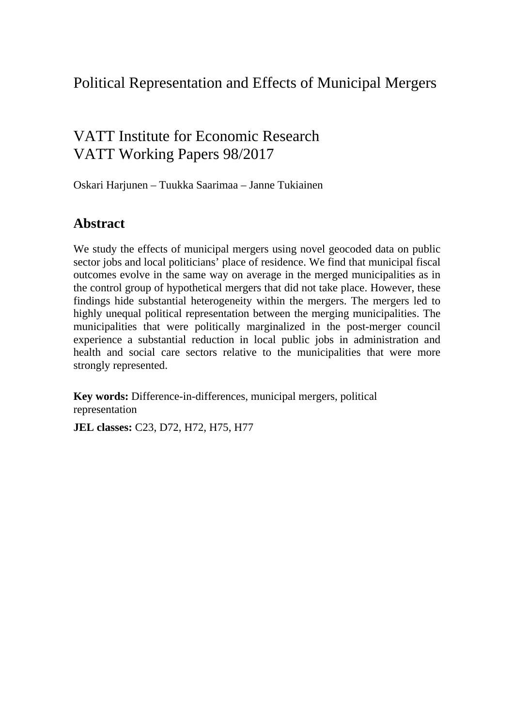# Political Representation and Effects of Municipal Mergers

## VATT Institute for Economic Research
## VATT Working Papers 98/2017

Oskari Harjunen – Tuukka Saarimaa – Janne Tukiainen

## Abstract

We study the effects of municipal mergers using novel geocoded data on public sector jobs and local politicians' place of residence. We find that municipal fiscal outcomes evolve in the same way on average in the merged municipalities as in the control group of hypothetical mergers that did not take place. However, these findings hide substantial heterogeneity within the mergers. The mergers led to highly unequal political representation between the merging municipalities. The municipalities that were politically marginalized in the post-merger council experience a substantial reduction in local public jobs in administration and health and social care sectors relative to the municipalities that were more strongly represented.

**Key words:** Difference-in-differences, municipal mergers, political representation

**JEL classes:** C23, D72, H72, H75, H77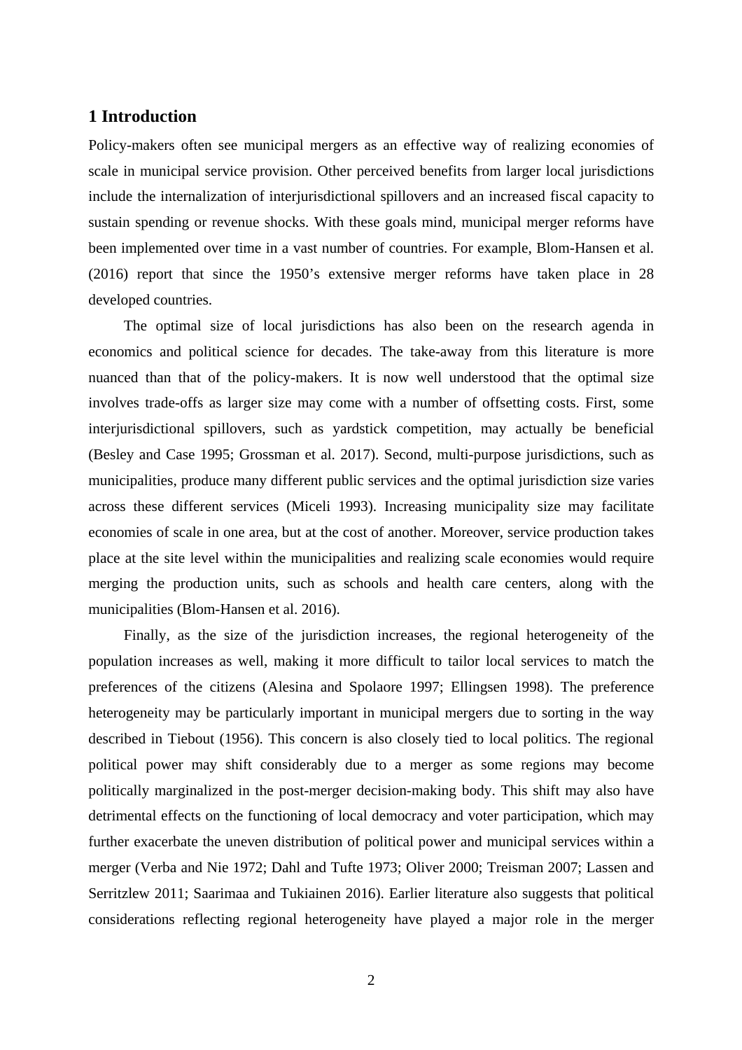## 1 Introduction

Policy-makers often see municipal mergers as an effective way of realizing economies of scale in municipal service provision. Other perceived benefits from larger local jurisdictions include the internalization of interjurisdictional spillovers and an increased fiscal capacity to sustain spending or revenue shocks. With these goals mind, municipal merger reforms have been implemented over time in a vast number of countries. For example, Blom-Hansen et al. (2016) report that since the 1950's extensive merger reforms have taken place in 28 developed countries.

The optimal size of local jurisdictions has also been on the research agenda in economics and political science for decades. The take-away from this literature is more nuanced than that of the policy-makers. It is now well understood that the optimal size involves trade-offs as larger size may come with a number of offsetting costs. First, some interjurisdictional spillovers, such as yardstick competition, may actually be beneficial (Besley and Case 1995; Grossman et al. 2017). Second, multi-purpose jurisdictions, such as municipalities, produce many different public services and the optimal jurisdiction size varies across these different services (Miceli 1993). Increasing municipality size may facilitate economies of scale in one area, but at the cost of another. Moreover, service production takes place at the site level within the municipalities and realizing scale economies would require merging the production units, such as schools and health care centers, along with the municipalities (Blom-Hansen et al. 2016).

Finally, as the size of the jurisdiction increases, the regional heterogeneity of the population increases as well, making it more difficult to tailor local services to match the preferences of the citizens (Alesina and Spolaore 1997; Ellingsen 1998). The preference heterogeneity may be particularly important in municipal mergers due to sorting in the way described in Tiebout (1956). This concern is also closely tied to local politics. The regional political power may shift considerably due to a merger as some regions may become politically marginalized in the post-merger decision-making body. This shift may also have detrimental effects on the functioning of local democracy and voter participation, which may further exacerbate the uneven distribution of political power and municipal services within a merger (Verba and Nie 1972; Dahl and Tufte 1973; Oliver 2000; Treisman 2007; Lassen and Serritzlew 2011; Saarimaa and Tukiainen 2016). Earlier literature also suggests that political considerations reflecting regional heterogeneity have played a major role in the merger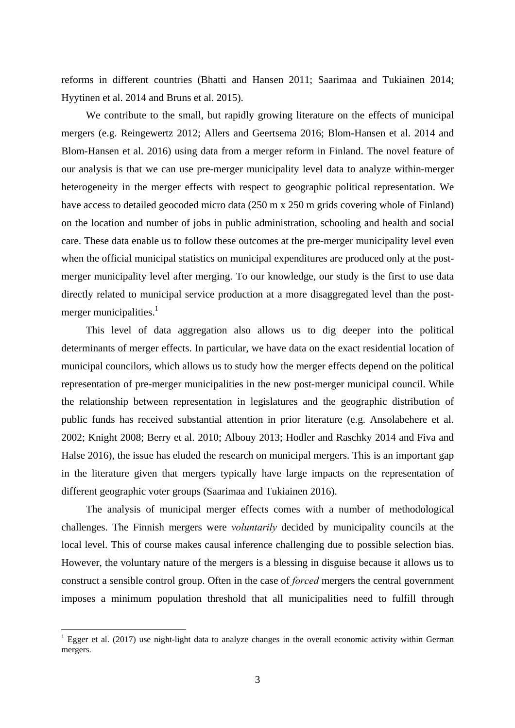reforms in different countries (Bhatti and Hansen 2011; Saarimaa and Tukiainen 2014; Hyytinen et al. 2014 and Bruns et al. 2015).

We contribute to the small, but rapidly growing literature on the effects of municipal mergers (e.g. Reingewertz 2012; Allers and Geertsema 2016; Blom-Hansen et al. 2014 and Blom-Hansen et al. 2016) using data from a merger reform in Finland. The novel feature of our analysis is that we can use pre-merger municipality level data to analyze within-merger heterogeneity in the merger effects with respect to geographic political representation. We have access to detailed geocoded micro data (250 m x 250 m grids covering whole of Finland) on the location and number of jobs in public administration, schooling and health and social care. These data enable us to follow these outcomes at the pre-merger municipality level even when the official municipal statistics on municipal expenditures are produced only at the post-merger municipality level after merging. To our knowledge, our study is the first to use data directly related to municipal service production at a more disaggregated level than the post-merger municipalities.[1]

This level of data aggregation also allows us to dig deeper into the political determinants of merger effects. In particular, we have data on the exact residential location of municipal councilors, which allows us to study how the merger effects depend on the political representation of pre-merger municipalities in the new post-merger municipal council. While the relationship between representation in legislatures and the geographic distribution of public funds has received substantial attention in prior literature (e.g. Ansolabehere et al. 2002; Knight 2008; Berry et al. 2010; Albouy 2013; Hodler and Raschky 2014 and Fiva and Halse 2016), the issue has eluded the research on municipal mergers. This is an important gap in the literature given that mergers typically have large impacts on the representation of different geographic voter groups (Saarimaa and Tukiainen 2016).

The analysis of municipal merger effects comes with a number of methodological challenges. The Finnish mergers were *voluntarily* decided by municipality councils at the local level. This of course makes causal inference challenging due to possible selection bias. However, the voluntary nature of the mergers is a blessing in disguise because it allows us to construct a sensible control group. Often in the case of *forced* mergers the central government imposes a minimum population threshold that all municipalities need to fulfill through

[1] Egger et al. (2017) use night-light data to analyze changes in the overall economic activity within German mergers.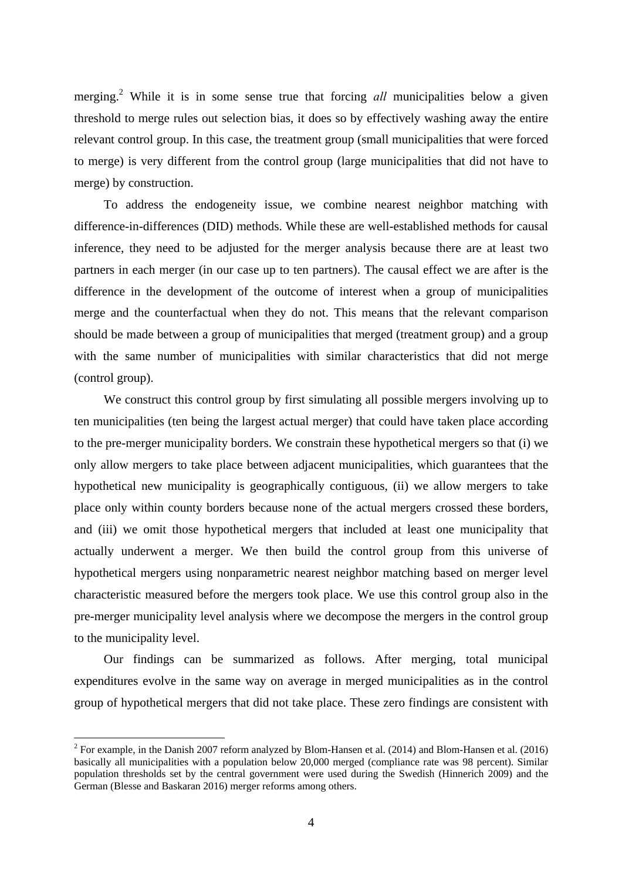merging.[2] While it is in some sense true that forcing *all* municipalities below a given threshold to merge rules out selection bias, it does so by effectively washing away the entire relevant control group. In this case, the treatment group (small municipalities that were forced to merge) is very different from the control group (large municipalities that did not have to merge) by construction.

To address the endogeneity issue, we combine nearest neighbor matching with difference-in-differences (DID) methods. While these are well-established methods for causal inference, they need to be adjusted for the merger analysis because there are at least two partners in each merger (in our case up to ten partners). The causal effect we are after is the difference in the development of the outcome of interest when a group of municipalities merge and the counterfactual when they do not. This means that the relevant comparison should be made between a group of municipalities that merged (treatment group) and a group with the same number of municipalities with similar characteristics that did not merge (control group).

We construct this control group by first simulating all possible mergers involving up to ten municipalities (ten being the largest actual merger) that could have taken place according to the pre-merger municipality borders. We constrain these hypothetical mergers so that (i) we only allow mergers to take place between adjacent municipalities, which guarantees that the hypothetical new municipality is geographically contiguous, (ii) we allow mergers to take place only within county borders because none of the actual mergers crossed these borders, and (iii) we omit those hypothetical mergers that included at least one municipality that actually underwent a merger. We then build the control group from this universe of hypothetical mergers using nonparametric nearest neighbor matching based on merger level characteristic measured before the mergers took place. We use this control group also in the pre-merger municipality level analysis where we decompose the mergers in the control group to the municipality level.

Our findings can be summarized as follows. After merging, total municipal expenditures evolve in the same way on average in merged municipalities as in the control group of hypothetical mergers that did not take place. These zero findings are consistent with

[2] For example, in the Danish 2007 reform analyzed by Blom-Hansen et al. (2014) and Blom-Hansen et al. (2016) basically all municipalities with a population below 20,000 merged (compliance rate was 98 percent). Similar population thresholds set by the central government were used during the Swedish (Hinnerich 2009) and the German (Blesse and Baskaran 2016) merger reforms among others.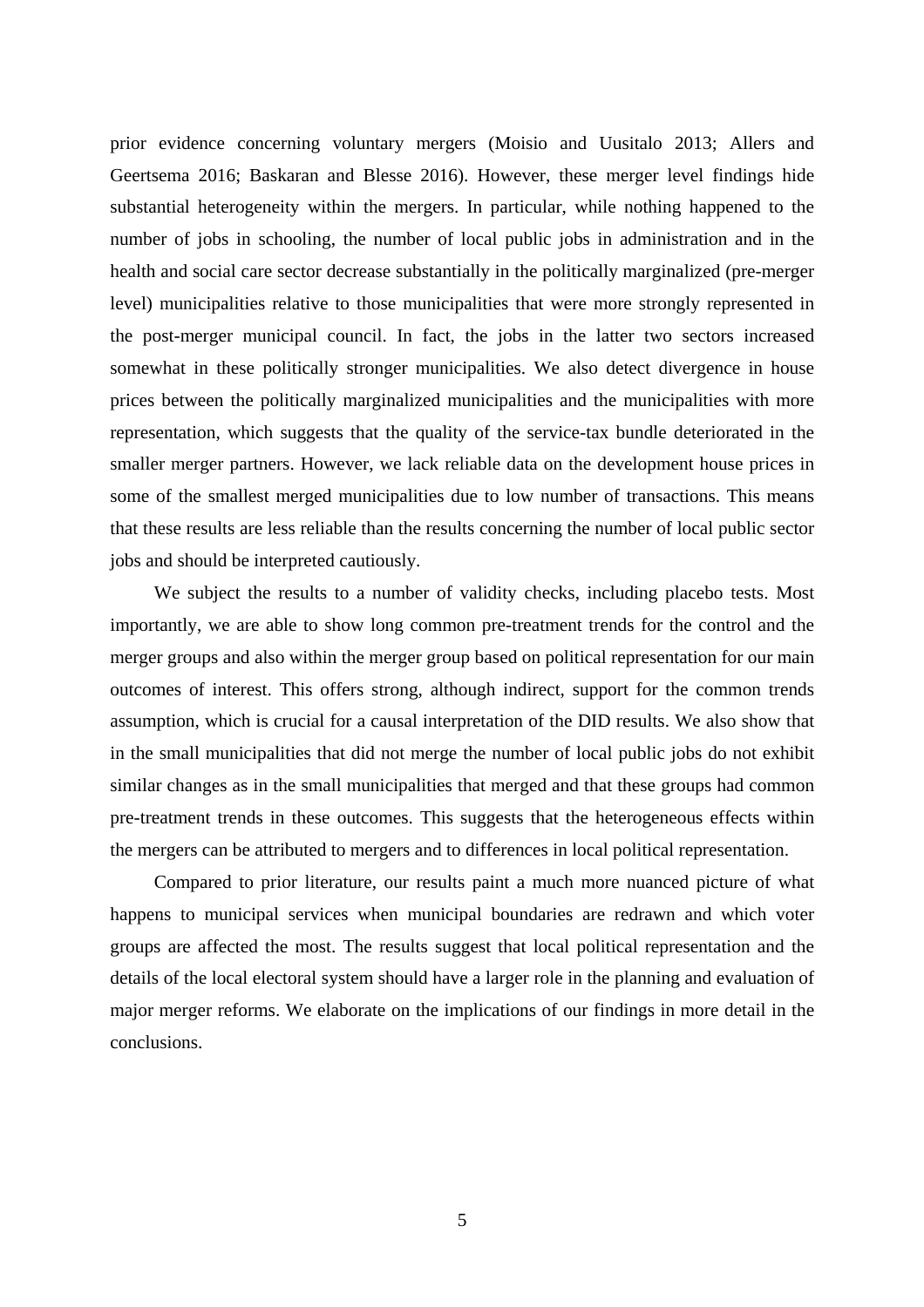prior evidence concerning voluntary mergers (Moisio and Uusitalo 2013; Allers and Geertsema 2016; Baskaran and Blesse 2016). However, these merger level findings hide substantial heterogeneity within the mergers. In particular, while nothing happened to the number of jobs in schooling, the number of local public jobs in administration and in the health and social care sector decrease substantially in the politically marginalized (pre-merger level) municipalities relative to those municipalities that were more strongly represented in the post-merger municipal council. In fact, the jobs in the latter two sectors increased somewhat in these politically stronger municipalities. We also detect divergence in house prices between the politically marginalized municipalities and the municipalities with more representation, which suggests that the quality of the service-tax bundle deteriorated in the smaller merger partners. However, we lack reliable data on the development house prices in some of the smallest merged municipalities due to low number of transactions. This means that these results are less reliable than the results concerning the number of local public sector jobs and should be interpreted cautiously.

We subject the results to a number of validity checks, including placebo tests. Most importantly, we are able to show long common pre-treatment trends for the control and the merger groups and also within the merger group based on political representation for our main outcomes of interest. This offers strong, although indirect, support for the common trends assumption, which is crucial for a causal interpretation of the DID results. We also show that in the small municipalities that did not merge the number of local public jobs do not exhibit similar changes as in the small municipalities that merged and that these groups had common pre-treatment trends in these outcomes. This suggests that the heterogeneous effects within the mergers can be attributed to mergers and to differences in local political representation.

Compared to prior literature, our results paint a much more nuanced picture of what happens to municipal services when municipal boundaries are redrawn and which voter groups are affected the most. The results suggest that local political representation and the details of the local electoral system should have a larger role in the planning and evaluation of major merger reforms. We elaborate on the implications of our findings in more detail in the conclusions.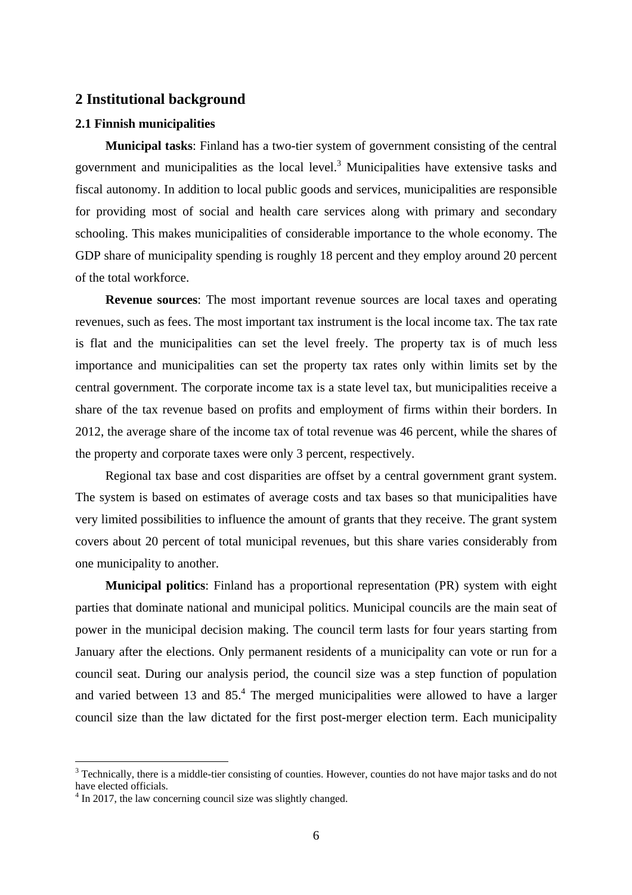## 2 Institutional background

### 2.1 Finnish municipalities

**Municipal tasks**: Finland has a two-tier system of government consisting of the central government and municipalities as the local level.[3] Municipalities have extensive tasks and fiscal autonomy. In addition to local public goods and services, municipalities are responsible for providing most of social and health care services along with primary and secondary schooling. This makes municipalities of considerable importance to the whole economy. The GDP share of municipality spending is roughly 18 percent and they employ around 20 percent of the total workforce.

**Revenue sources**: The most important revenue sources are local taxes and operating revenues, such as fees. The most important tax instrument is the local income tax. The tax rate is flat and the municipalities can set the level freely. The property tax is of much less importance and municipalities can set the property tax rates only within limits set by the central government. The corporate income tax is a state level tax, but municipalities receive a share of the tax revenue based on profits and employment of firms within their borders. In 2012, the average share of the income tax of total revenue was 46 percent, while the shares of the property and corporate taxes were only 3 percent, respectively.

Regional tax base and cost disparities are offset by a central government grant system. The system is based on estimates of average costs and tax bases so that municipalities have very limited possibilities to influence the amount of grants that they receive. The grant system covers about 20 percent of total municipal revenues, but this share varies considerably from one municipality to another.

**Municipal politics**: Finland has a proportional representation (PR) system with eight parties that dominate national and municipal politics. Municipal councils are the main seat of power in the municipal decision making. The council term lasts for four years starting from January after the elections. Only permanent residents of a municipality can vote or run for a council seat. During our analysis period, the council size was a step function of population and varied between 13 and 85.[4] The merged municipalities were allowed to have a larger council size than the law dictated for the first post-merger election term. Each municipality

[3] Technically, there is a middle-tier consisting of counties. However, counties do not have major tasks and do not have elected officials.

[4] In 2017, the law concerning council size was slightly changed.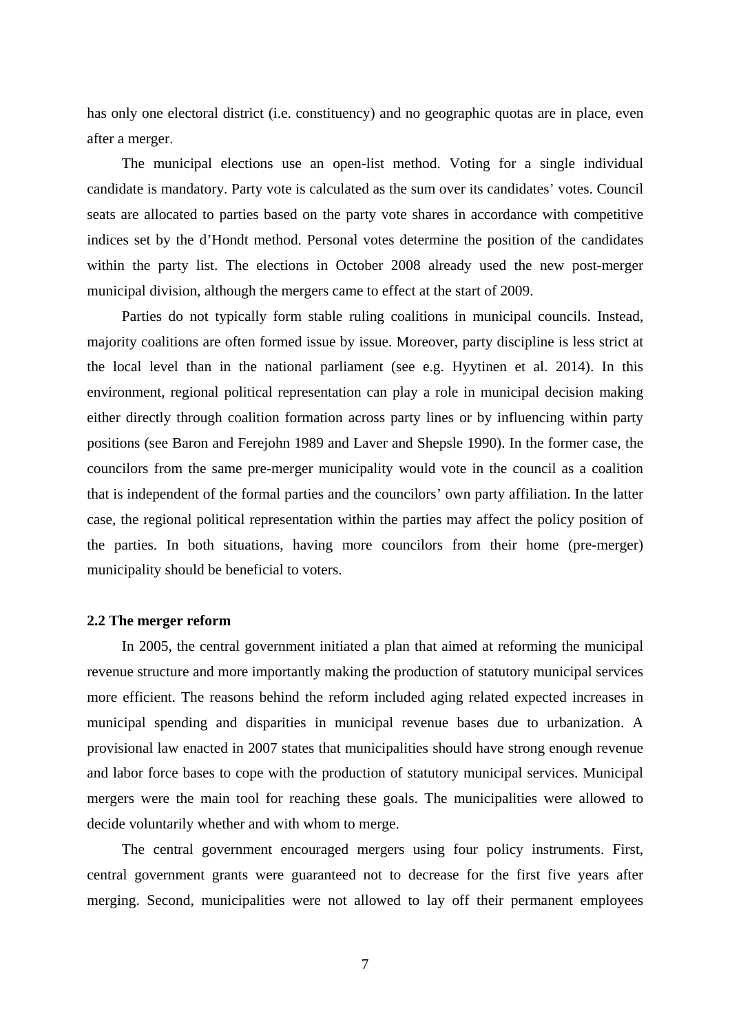has only one electoral district (i.e. constituency) and no geographic quotas are in place, even after a merger.

The municipal elections use an open-list method. Voting for a single individual candidate is mandatory. Party vote is calculated as the sum over its candidates' votes. Council seats are allocated to parties based on the party vote shares in accordance with competitive indices set by the d'Hondt method. Personal votes determine the position of the candidates within the party list. The elections in October 2008 already used the new post-merger municipal division, although the mergers came to effect at the start of 2009.

Parties do not typically form stable ruling coalitions in municipal councils. Instead, majority coalitions are often formed issue by issue. Moreover, party discipline is less strict at the local level than in the national parliament (see e.g. Hyytinen et al. 2014). In this environment, regional political representation can play a role in municipal decision making either directly through coalition formation across party lines or by influencing within party positions (see Baron and Ferejohn 1989 and Laver and Shepsle 1990). In the former case, the councilors from the same pre-merger municipality would vote in the council as a coalition that is independent of the formal parties and the councilors' own party affiliation. In the latter case, the regional political representation within the parties may affect the policy position of the parties. In both situations, having more councilors from their home (pre-merger) municipality should be beneficial to voters.

### 2.2 The merger reform

In 2005, the central government initiated a plan that aimed at reforming the municipal revenue structure and more importantly making the production of statutory municipal services more efficient. The reasons behind the reform included aging related expected increases in municipal spending and disparities in municipal revenue bases due to urbanization. A provisional law enacted in 2007 states that municipalities should have strong enough revenue and labor force bases to cope with the production of statutory municipal services. Municipal mergers were the main tool for reaching these goals. The municipalities were allowed to decide voluntarily whether and with whom to merge.

The central government encouraged mergers using four policy instruments. First, central government grants were guaranteed not to decrease for the first five years after merging. Second, municipalities were not allowed to lay off their permanent employees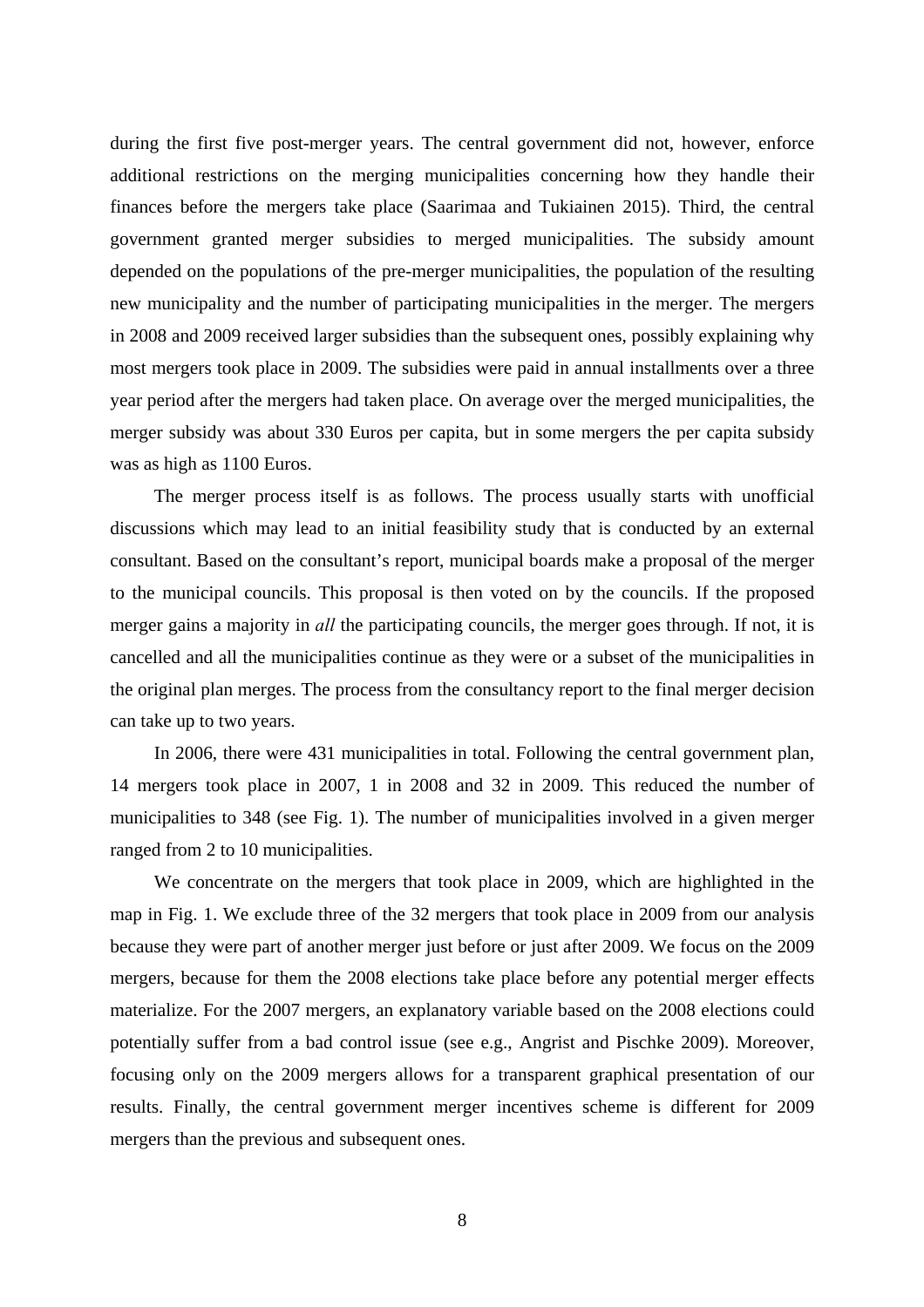during the first five post-merger years. The central government did not, however, enforce additional restrictions on the merging municipalities concerning how they handle their finances before the mergers take place (Saarimaa and Tukiainen 2015). Third, the central government granted merger subsidies to merged municipalities. The subsidy amount depended on the populations of the pre-merger municipalities, the population of the resulting new municipality and the number of participating municipalities in the merger. The mergers in 2008 and 2009 received larger subsidies than the subsequent ones, possibly explaining why most mergers took place in 2009. The subsidies were paid in annual installments over a three year period after the mergers had taken place. On average over the merged municipalities, the merger subsidy was about 330 Euros per capita, but in some mergers the per capita subsidy was as high as 1100 Euros.

The merger process itself is as follows. The process usually starts with unofficial discussions which may lead to an initial feasibility study that is conducted by an external consultant. Based on the consultant's report, municipal boards make a proposal of the merger to the municipal councils. This proposal is then voted on by the councils. If the proposed merger gains a majority in *all* the participating councils, the merger goes through. If not, it is cancelled and all the municipalities continue as they were or a subset of the municipalities in the original plan merges. The process from the consultancy report to the final merger decision can take up to two years.

In 2006, there were 431 municipalities in total. Following the central government plan, 14 mergers took place in 2007, 1 in 2008 and 32 in 2009. This reduced the number of municipalities to 348 (see Fig. 1). The number of municipalities involved in a given merger ranged from 2 to 10 municipalities.

We concentrate on the mergers that took place in 2009, which are highlighted in the map in Fig. 1. We exclude three of the 32 mergers that took place in 2009 from our analysis because they were part of another merger just before or just after 2009. We focus on the 2009 mergers, because for them the 2008 elections take place before any potential merger effects materialize. For the 2007 mergers, an explanatory variable based on the 2008 elections could potentially suffer from a bad control issue (see e.g., Angrist and Pischke 2009). Moreover, focusing only on the 2009 mergers allows for a transparent graphical presentation of our results. Finally, the central government merger incentives scheme is different for 2009 mergers than the previous and subsequent ones.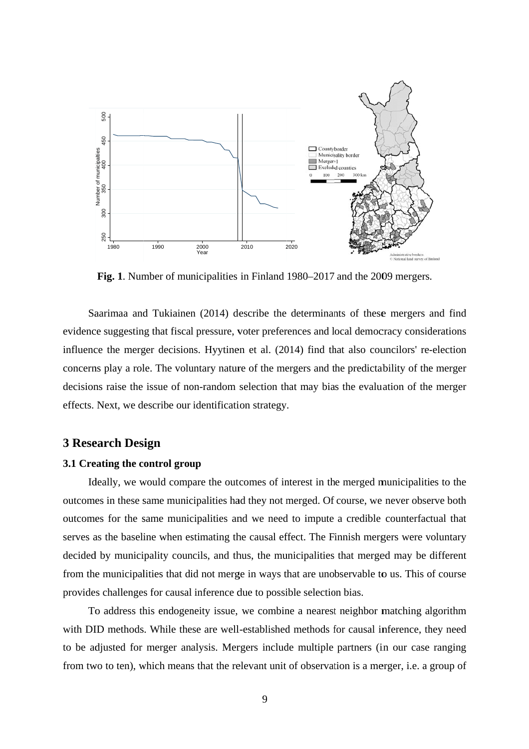**Fig. 1**. Number of municipalities in Finland 1980–2017 and the 2009 mergers.

Saarimaa and Tukiainen (2014) describe the determinants of these mergers and find evidence suggesting that fiscal pressure, voter preferences and local democracy considerations influence the merger decisions. Hyytinen et al. (2014) find that also councilors' re-election concerns play a role. The voluntary nature of the mergers and the predictability of the merger decisions raise the issue of non-random selection that may bias the evaluation of the merger effects. Next, we describe our identification strategy.

## 3 Research Design

### 3.1 Creating the control group

Ideally, we would compare the outcomes of interest in the merged municipalities to the outcomes in these same municipalities had they not merged. Of course, we never observe both outcomes for the same municipalities and we need to impute a credible counterfactual that serves as the baseline when estimating the causal effect. The Finnish mergers were voluntary decided by municipality councils, and thus, the municipalities that merged may be different from the municipalities that did not merge in ways that are unobservable to us. This of course provides challenges for causal inference due to possible selection bias.

To address this endogeneity issue, we combine a nearest neighbor matching algorithm with DID methods. While these are well-established methods for causal inference, they need to be adjusted for merger analysis. Mergers include multiple partners (in our case ranging from two to ten), which means that the relevant unit of observation is a merger, i.e. a group of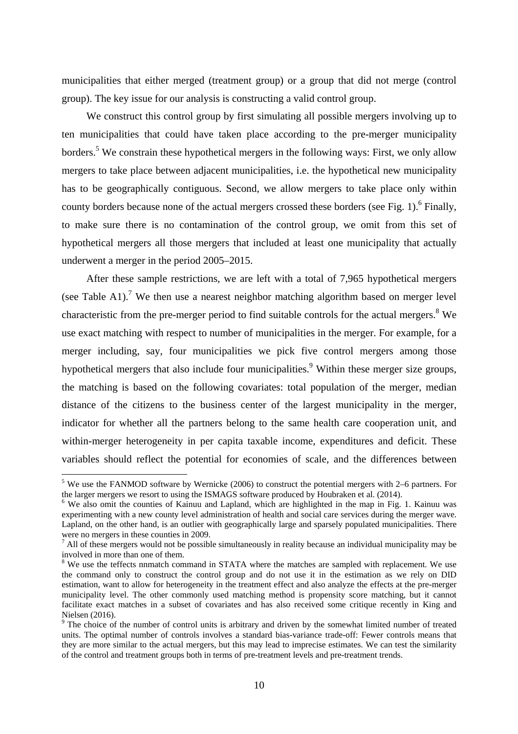municipalities that either merged (treatment group) or a group that did not merge (control group). The key issue for our analysis is constructing a valid control group.

We construct this control group by first simulating all possible mergers involving up to ten municipalities that could have taken place according to the pre-merger municipality borders.[5] We constrain these hypothetical mergers in the following ways: First, we only allow mergers to take place between adjacent municipalities, i.e. the hypothetical new municipality has to be geographically contiguous. Second, we allow mergers to take place only within county borders because none of the actual mergers crossed these borders (see Fig. 1).[6] Finally, to make sure there is no contamination of the control group, we omit from this set of hypothetical mergers all those mergers that included at least one municipality that actually underwent a merger in the period 2005–2015.

After these sample restrictions, we are left with a total of 7,965 hypothetical mergers (see Table A1).[7] We then use a nearest neighbor matching algorithm based on merger level characteristic from the pre-merger period to find suitable controls for the actual mergers.[8] We use exact matching with respect to number of municipalities in the merger. For example, for a merger including, say, four municipalities we pick five control mergers among those hypothetical mergers that also include four municipalities.[9] Within these merger size groups, the matching is based on the following covariates: total population of the merger, median distance of the citizens to the business center of the largest municipality in the merger, indicator for whether all the partners belong to the same health care cooperation unit, and within-merger heterogeneity in per capita taxable income, expenditures and deficit. These variables should reflect the potential for economies of scale, and the differences between

---

[5] We use the FANMOD software by Wernicke (2006) to construct the potential mergers with 2–6 partners. For the larger mergers we resort to using the ISMAGS software produced by Houbraken et al. (2014).

[6] We also omit the counties of Kainuu and Lapland, which are highlighted in the map in Fig. 1. Kainuu was experimenting with a new county level administration of health and social care services during the merger wave. Lapland, on the other hand, is an outlier with geographically large and sparsely populated municipalities. There were no mergers in these counties in 2009.

[7] All of these mergers would not be possible simultaneously in reality because an individual municipality may be involved in more than one of them.

[8] We use the teffects nnmatch command in STATA where the matches are sampled with replacement. We use the command only to construct the control group and do not use it in the estimation as we rely on DID estimation, want to allow for heterogeneity in the treatment effect and also analyze the effects at the pre-merger municipality level. The other commonly used matching method is propensity score matching, but it cannot facilitate exact matches in a subset of covariates and has also received some critique recently in King and Nielsen (2016).

[9] The choice of the number of control units is arbitrary and driven by the somewhat limited number of treated units. The optimal number of controls involves a standard bias-variance trade-off: Fewer controls means that they are more similar to the actual mergers, but this may lead to imprecise estimates. We can test the similarity of the control and treatment groups both in terms of pre-treatment levels and pre-treatment trends.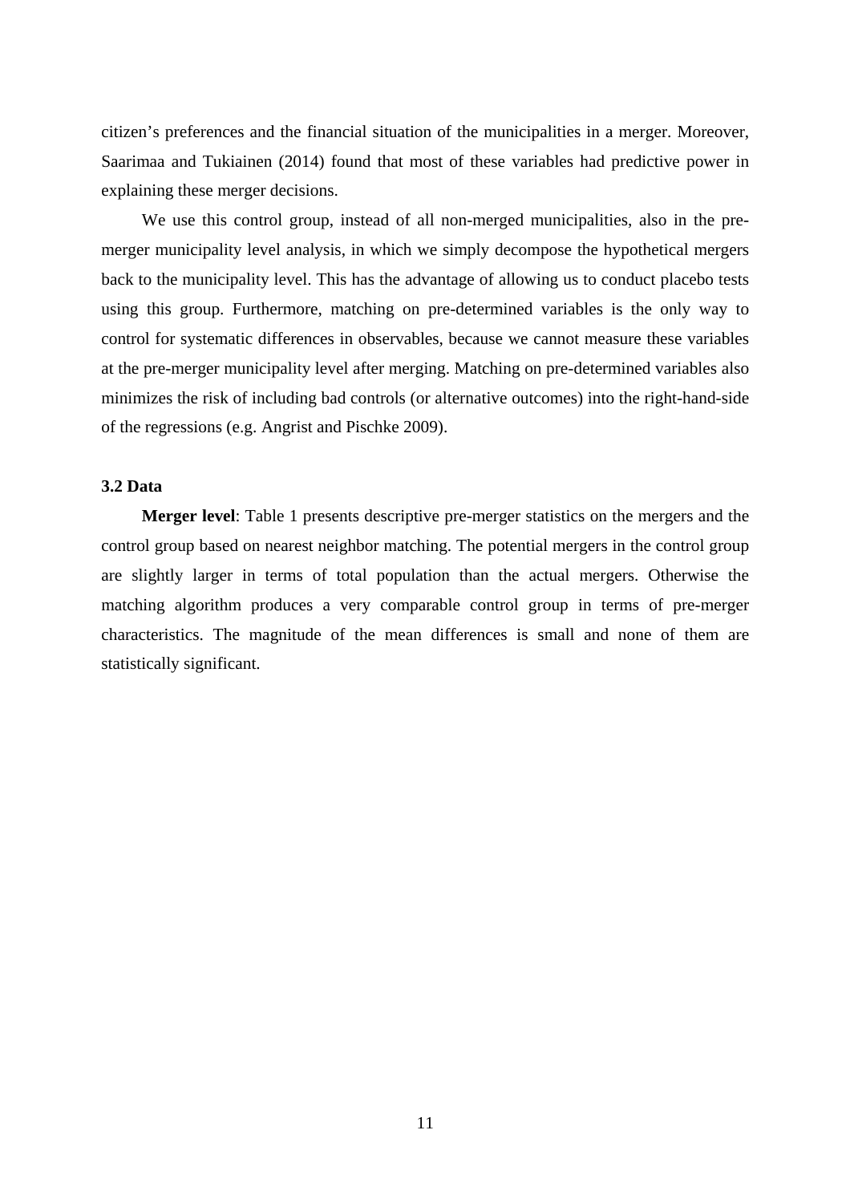citizen's preferences and the financial situation of the municipalities in a merger. Moreover, Saarimaa and Tukiainen (2014) found that most of these variables had predictive power in explaining these merger decisions.

We use this control group, instead of all non-merged municipalities, also in the pre-merger municipality level analysis, in which we simply decompose the hypothetical mergers back to the municipality level. This has the advantage of allowing us to conduct placebo tests using this group. Furthermore, matching on pre-determined variables is the only way to control for systematic differences in observables, because we cannot measure these variables at the pre-merger municipality level after merging. Matching on pre-determined variables also minimizes the risk of including bad controls (or alternative outcomes) into the right-hand-side of the regressions (e.g. Angrist and Pischke 2009).

### 3.2 Data

**Merger level**: Table 1 presents descriptive pre-merger statistics on the mergers and the control group based on nearest neighbor matching. The potential mergers in the control group are slightly larger in terms of total population than the actual mergers. Otherwise the matching algorithm produces a very comparable control group in terms of pre-merger characteristics. The magnitude of the mean differences is small and none of them are statistically significant.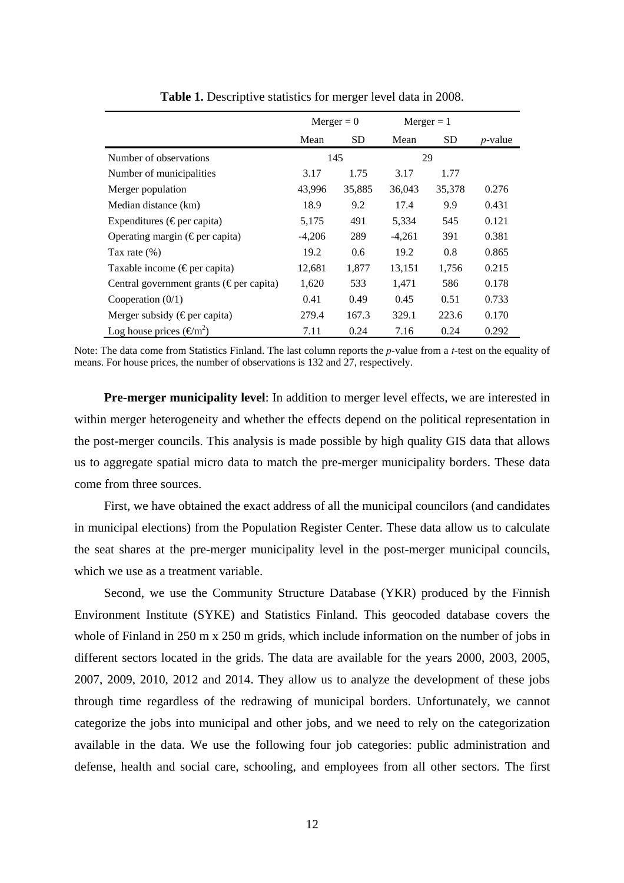**Table 1.** Descriptive statistics for merger level data in 2008.

| | Merger = 0 | | Merger = 1 | | |
|---|---|---|---|---|---|
| | Mean | SD | Mean | SD | *p*-value |
| Number of observations | 145 | | 29 | | |
| Number of municipalities | 3.17 | 1.75 | 3.17 | 1.77 | |
| Merger population | 43,996 | 35,885 | 36,043 | 35,378 | 0.276 |
| Median distance (km) | 18.9 | 9.2 | 17.4 | 9.9 | 0.431 |
| Expenditures (€ per capita) | 5,175 | 491 | 5,334 | 545 | 0.121 |
| Operating margin (€ per capita) | -4,206 | 289 | -4,261 | 391 | 0.381 |
| Tax rate (%) | 19.2 | 0.6 | 19.2 | 0.8 | 0.865 |
| Taxable income (€ per capita) | 12,681 | 1,877 | 13,151 | 1,756 | 0.215 |
| Central government grants (€ per capita) | 1,620 | 533 | 1,471 | 586 | 0.178 |
| Cooperation (0/1) | 0.41 | 0.49 | 0.45 | 0.51 | 0.733 |
| Merger subsidy (€ per capita) | 279.4 | 167.3 | 329.1 | 223.6 | 0.170 |
| Log house prices (€/m$^2$) | 7.11 | 0.24 | 7.16 | 0.24 | 0.292 |

Note: The data come from Statistics Finland. The last column reports the *p*-value from a *t*-test on the equality of means. For house prices, the number of observations is 132 and 27, respectively.

**Pre-merger municipality level**: In addition to merger level effects, we are interested in within merger heterogeneity and whether the effects depend on the political representation in the post-merger councils. This analysis is made possible by high quality GIS data that allows us to aggregate spatial micro data to match the pre-merger municipality borders. These data come from three sources.

First, we have obtained the exact address of all the municipal councilors (and candidates in municipal elections) from the Population Register Center. These data allow us to calculate the seat shares at the pre-merger municipality level in the post-merger municipal councils, which we use as a treatment variable.

Second, we use the Community Structure Database (YKR) produced by the Finnish Environment Institute (SYKE) and Statistics Finland. This geocoded database covers the whole of Finland in 250 m x 250 m grids, which include information on the number of jobs in different sectors located in the grids. The data are available for the years 2000, 2003, 2005, 2007, 2009, 2010, 2012 and 2014. They allow us to analyze the development of these jobs through time regardless of the redrawing of municipal borders. Unfortunately, we cannot categorize the jobs into municipal and other jobs, and we need to rely on the categorization available in the data. We use the following four job categories: public administration and defense, health and social care, schooling, and employees from all other sectors. The first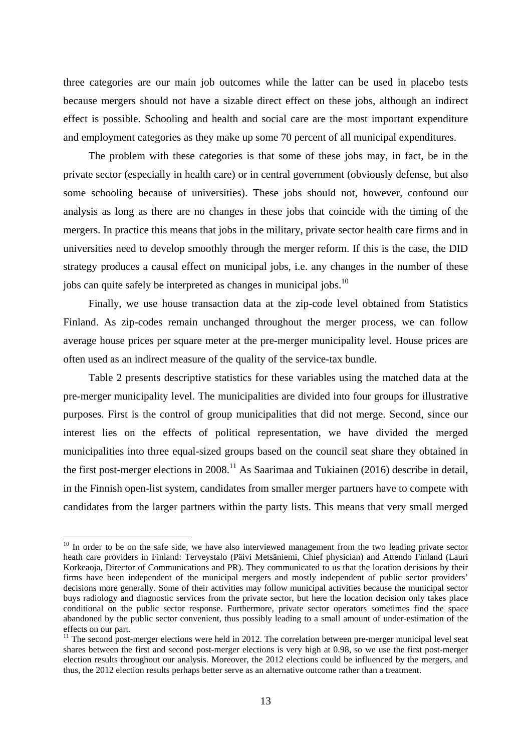three categories are our main job outcomes while the latter can be used in placebo tests because mergers should not have a sizable direct effect on these jobs, although an indirect effect is possible. Schooling and health and social care are the most important expenditure and employment categories as they make up some 70 percent of all municipal expenditures.

The problem with these categories is that some of these jobs may, in fact, be in the private sector (especially in health care) or in central government (obviously defense, but also some schooling because of universities). These jobs should not, however, confound our analysis as long as there are no changes in these jobs that coincide with the timing of the mergers. In practice this means that jobs in the military, private sector health care firms and in universities need to develop smoothly through the merger reform. If this is the case, the DID strategy produces a causal effect on municipal jobs, i.e. any changes in the number of these jobs can quite safely be interpreted as changes in municipal jobs.[10]

Finally, we use house transaction data at the zip-code level obtained from Statistics Finland. As zip-codes remain unchanged throughout the merger process, we can follow average house prices per square meter at the pre-merger municipality level. House prices are often used as an indirect measure of the quality of the service-tax bundle.

Table 2 presents descriptive statistics for these variables using the matched data at the pre-merger municipality level. The municipalities are divided into four groups for illustrative purposes. First is the control of group municipalities that did not merge. Second, since our interest lies on the effects of political representation, we have divided the merged municipalities into three equal-sized groups based on the council seat share they obtained in the first post-merger elections in 2008.[11] As Saarimaa and Tukiainen (2016) describe in detail, in the Finnish open-list system, candidates from smaller merger partners have to compete with candidates from the larger partners within the party lists. This means that very small merged

---

[10] In order to be on the safe side, we have also interviewed management from the two leading private sector heath care providers in Finland: Terveystalo (Päivi Metsäniemi, Chief physician) and Attendo Finland (Lauri Korkeaoja, Director of Communications and PR). They communicated to us that the location decisions by their firms have been independent of the municipal mergers and mostly independent of public sector providers' decisions more generally. Some of their activities may follow municipal activities because the municipal sector buys radiology and diagnostic services from the private sector, but here the location decision only takes place conditional on the public sector response. Furthermore, private sector operators sometimes find the space abandoned by the public sector convenient, thus possibly leading to a small amount of under-estimation of the effects on our part.

[11] The second post-merger elections were held in 2012. The correlation between pre-merger municipal level seat shares between the first and second post-merger elections is very high at 0.98, so we use the first post-merger election results throughout our analysis. Moreover, the 2012 elections could be influenced by the mergers, and thus, the 2012 election results perhaps better serve as an alternative outcome rather than a treatment.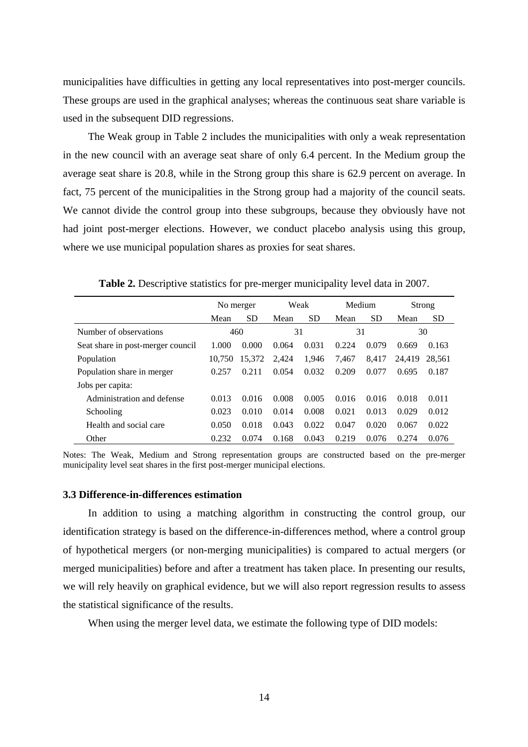municipalities have difficulties in getting any local representatives into post-merger councils. These groups are used in the graphical analyses; whereas the continuous seat share variable is used in the subsequent DID regressions.

The Weak group in Table 2 includes the municipalities with only a weak representation in the new council with an average seat share of only 6.4 percent. In the Medium group the average seat share is 20.8, while in the Strong group this share is 62.9 percent on average. In fact, 75 percent of the municipalities in the Strong group had a majority of the council seats. We cannot divide the control group into these subgroups, because they obviously have not had joint post-merger elections. However, we conduct placebo analysis using this group, where we use municipal population shares as proxies for seat shares.

**Table 2.** Descriptive statistics for pre-merger municipality level data in 2007.

| | No merger | | Weak | | Medium | | Strong | |
|---|---|---|---|---|---|---|---|---|
| | Mean | SD | Mean | SD | Mean | SD | Mean | SD |
| Number of observations | 460 | | 31 | | 31 | | 30 | |
| Seat share in post-merger council | 1.000 | 0.000 | 0.064 | 0.031 | 0.224 | 0.079 | 0.669 | 0.163 |
| Population | 10,750 | 15,372 | 2,424 | 1,946 | 7,467 | 8,417 | 24,419 | 28,561 |
| Population share in merger | 0.257 | 0.211 | 0.054 | 0.032 | 0.209 | 0.077 | 0.695 | 0.187 |
| Jobs per capita: | | | | | | | | |
| Administration and defense | 0.013 | 0.016 | 0.008 | 0.005 | 0.016 | 0.016 | 0.018 | 0.011 |
| Schooling | 0.023 | 0.010 | 0.014 | 0.008 | 0.021 | 0.013 | 0.029 | 0.012 |
| Health and social care | 0.050 | 0.018 | 0.043 | 0.022 | 0.047 | 0.020 | 0.067 | 0.022 |
| Other | 0.232 | 0.074 | 0.168 | 0.043 | 0.219 | 0.076 | 0.274 | 0.076 |

Notes: The Weak, Medium and Strong representation groups are constructed based on the pre-merger municipality level seat shares in the first post-merger municipal elections.

### 3.3 Difference-in-differences estimation

In addition to using a matching algorithm in constructing the control group, our identification strategy is based on the difference-in-differences method, where a control group of hypothetical mergers (or non-merging municipalities) is compared to actual mergers (or merged municipalities) before and after a treatment has taken place. In presenting our results, we will rely heavily on graphical evidence, but we will also report regression results to assess the statistical significance of the results.

When using the merger level data, we estimate the following type of DID models: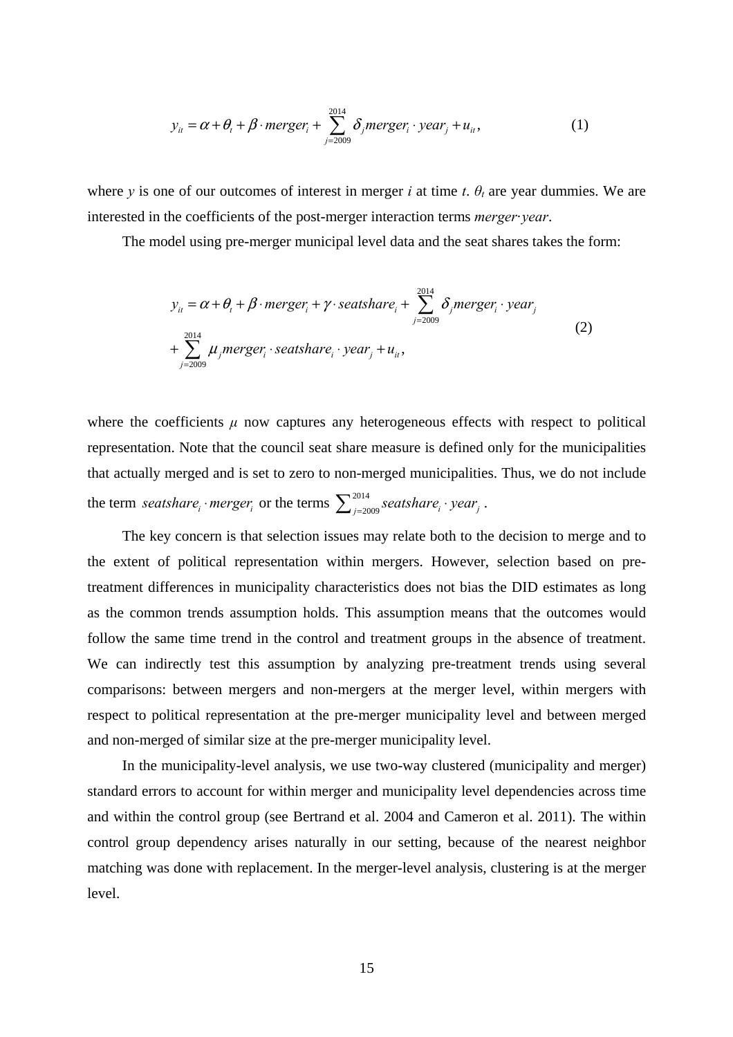$$y_{it} = \alpha + \theta_t + \beta \cdot merger_i + \sum_{j=2009}^{2014} \delta_j merger_i \cdot year_j + u_{it}, \quad (1)$$

where $y$ is one of our outcomes of interest in merger $i$ at time $t$. $\theta_t$ are year dummies. We are interested in the coefficients of the post-merger interaction terms *merger·year*.

The model using pre-merger municipal level data and the seat shares takes the form:

$$\begin{aligned} y_{it} = \alpha + \theta_t + \beta \cdot merger_i + \gamma \cdot seatshare_i + \sum_{j=2009}^{2014} \delta_j merger_i \cdot year_j \\ + \sum_{j=2009}^{2014} \mu_j merger_i \cdot seatshare_i \cdot year_j + u_{it}, \end{aligned} \quad (2)$$

where the coefficients $\mu$ now captures any heterogeneous effects with respect to political representation. Note that the council seat share measure is defined only for the municipalities that actually merged and is set to zero to non-merged municipalities. Thus, we do not include the term $seatshare_i \cdot merger_i$ or the terms $\sum_{j=2009}^{2014} seatshare_i \cdot year_j$ .

The key concern is that selection issues may relate both to the decision to merge and to the extent of political representation within mergers. However, selection based on pre-treatment differences in municipality characteristics does not bias the DID estimates as long as the common trends assumption holds. This assumption means that the outcomes would follow the same time trend in the control and treatment groups in the absence of treatment. We can indirectly test this assumption by analyzing pre-treatment trends using several comparisons: between mergers and non-mergers at the merger level, within mergers with respect to political representation at the pre-merger municipality level and between merged and non-merged of similar size at the pre-merger municipality level.

In the municipality-level analysis, we use two-way clustered (municipality and merger) standard errors to account for within merger and municipality level dependencies across time and within the control group (see Bertrand et al. 2004 and Cameron et al. 2011). The within control group dependency arises naturally in our setting, because of the nearest neighbor matching was done with replacement. In the merger-level analysis, clustering is at the merger level.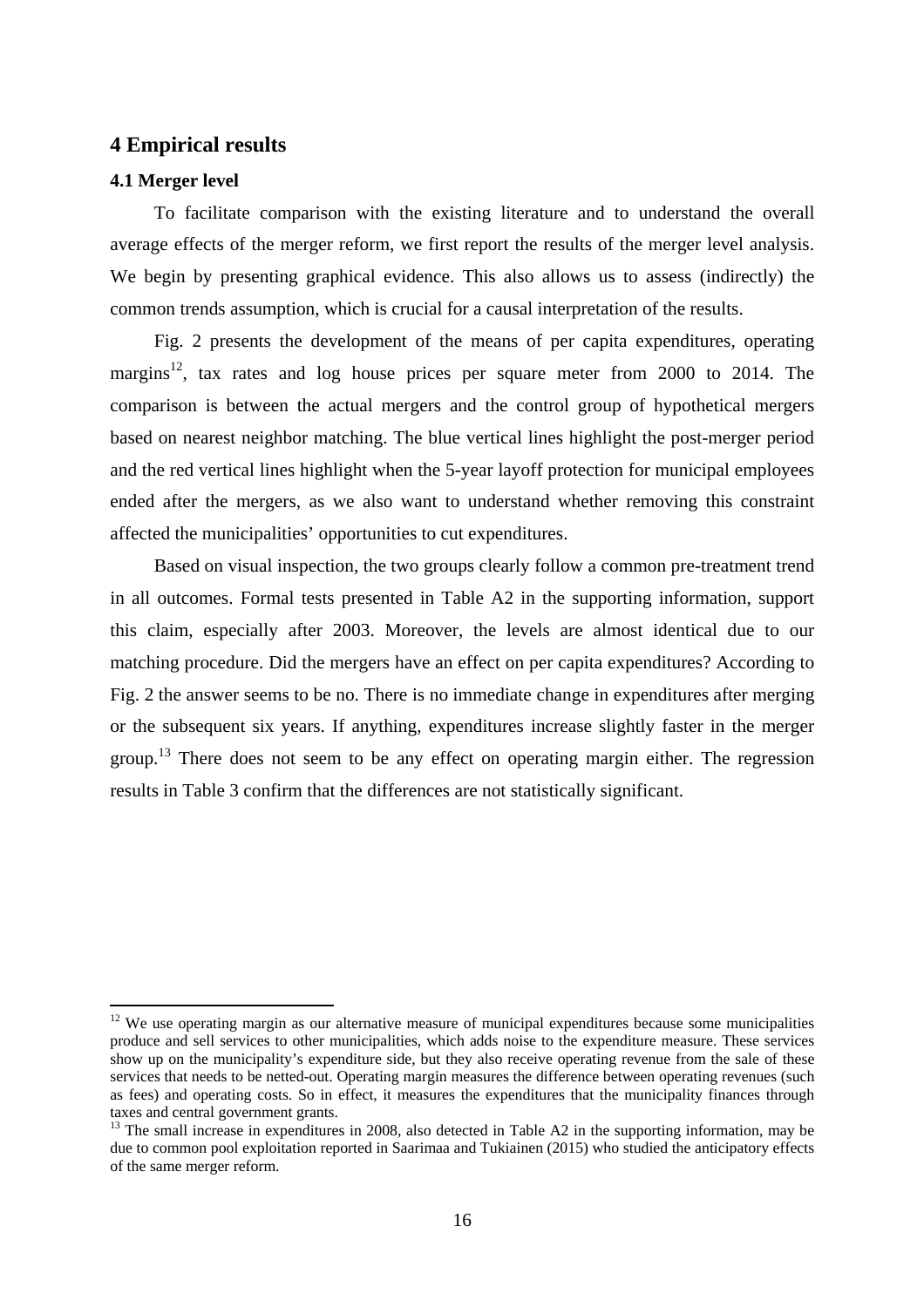## 4 Empirical results

### 4.1 Merger level

To facilitate comparison with the existing literature and to understand the overall average effects of the merger reform, we first report the results of the merger level analysis. We begin by presenting graphical evidence. This also allows us to assess (indirectly) the common trends assumption, which is crucial for a causal interpretation of the results.

Fig. 2 presents the development of the means of per capita expenditures, operating margins[12], tax rates and log house prices per square meter from 2000 to 2014. The comparison is between the actual mergers and the control group of hypothetical mergers based on nearest neighbor matching. The blue vertical lines highlight the post-merger period and the red vertical lines highlight when the 5-year layoff protection for municipal employees ended after the mergers, as we also want to understand whether removing this constraint affected the municipalities' opportunities to cut expenditures.

Based on visual inspection, the two groups clearly follow a common pre-treatment trend in all outcomes. Formal tests presented in Table A2 in the supporting information, support this claim, especially after 2003. Moreover, the levels are almost identical due to our matching procedure. Did the mergers have an effect on per capita expenditures? According to Fig. 2 the answer seems to be no. There is no immediate change in expenditures after merging or the subsequent six years. If anything, expenditures increase slightly faster in the merger group.[13] There does not seem to be any effect on operating margin either. The regression results in Table 3 confirm that the differences are not statistically significant.

---

[12] We use operating margin as our alternative measure of municipal expenditures because some municipalities produce and sell services to other municipalities, which adds noise to the expenditure measure. These services show up on the municipality's expenditure side, but they also receive operating revenue from the sale of these services that needs to be netted-out. Operating margin measures the difference between operating revenues (such as fees) and operating costs. So in effect, it measures the expenditures that the municipality finances through taxes and central government grants.

[13] The small increase in expenditures in 2008, also detected in Table A2 in the supporting information, may be due to common pool exploitation reported in Saarimaa and Tukiainen (2015) who studied the anticipatory effects of the same merger reform.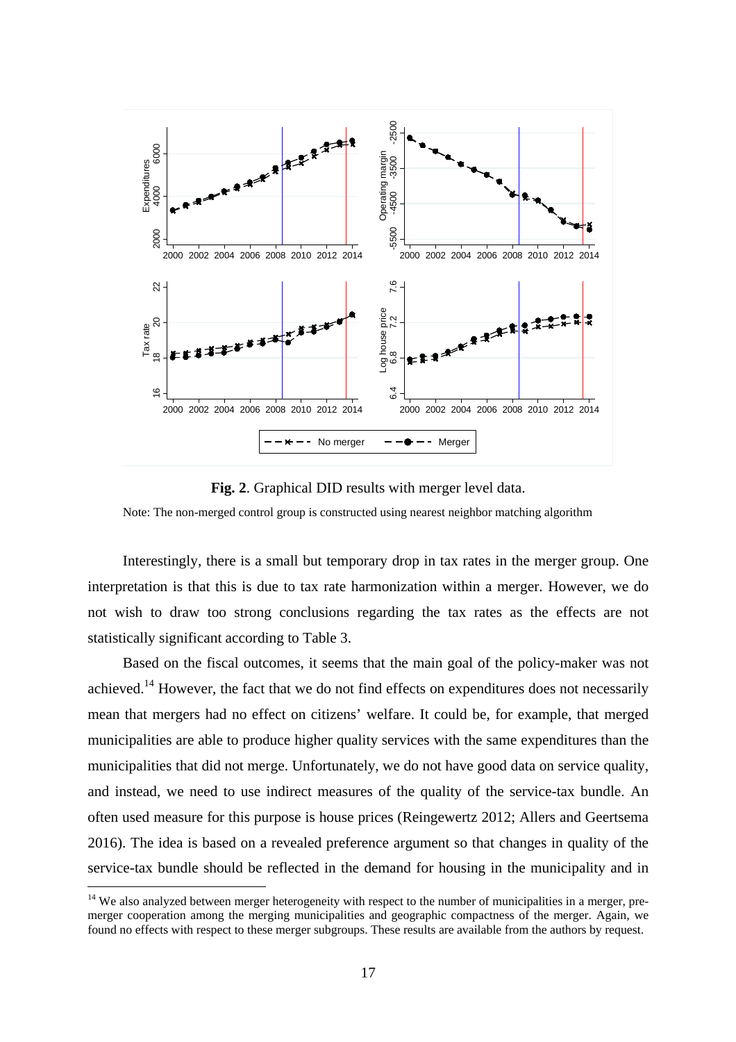**Fig. 2**. Graphical DID results with merger level data.

Note: The non-merged control group is constructed using nearest neighbor matching algorithm

Interestingly, there is a small but temporary drop in tax rates in the merger group. One interpretation is that this is due to tax rate harmonization within a merger. However, we do not wish to draw too strong conclusions regarding the tax rates as the effects are not statistically significant according to Table 3.

Based on the fiscal outcomes, it seems that the main goal of the policy-maker was not achieved.[14] However, the fact that we do not find effects on expenditures does not necessarily mean that mergers had no effect on citizens' welfare. It could be, for example, that merged municipalities are able to produce higher quality services with the same expenditures than the municipalities that did not merge. Unfortunately, we do not have good data on service quality, and instead, we need to use indirect measures of the quality of the service-tax bundle. An often used measure for this purpose is house prices (Reingewertz 2012; Allers and Geertsema 2016). The idea is based on a revealed preference argument so that changes in quality of the service-tax bundle should be reflected in the demand for housing in the municipality and in

[14] We also analyzed between merger heterogeneity with respect to the number of municipalities in a merger, pre-merger cooperation among the merging municipalities and geographic compactness of the merger. Again, we found no effects with respect to these merger subgroups. These results are available from the authors by request.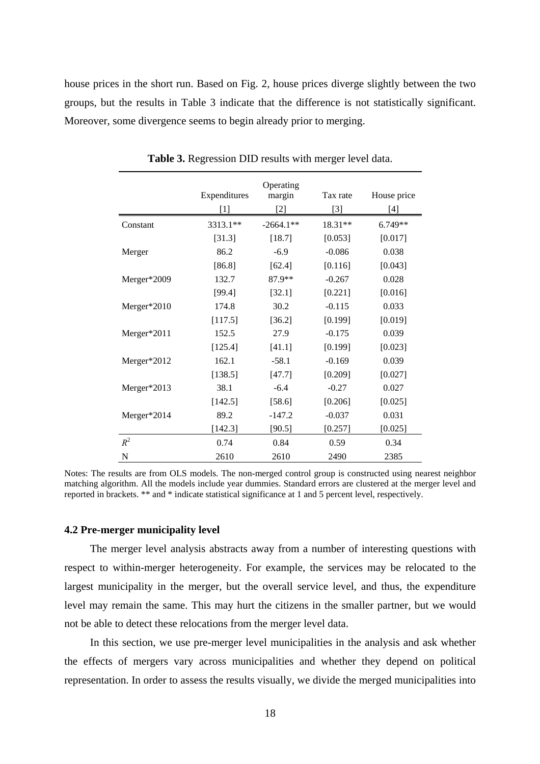house prices in the short run. Based on Fig. 2, house prices diverge slightly between the two groups, but the results in Table 3 indicate that the difference is not statistically significant. Moreover, some divergence seems to begin already prior to merging.

**Table 3.** Regression DID results with merger level data.

| | Expenditures | Operating margin | Tax rate | House price |
|---|---|---|---|---|
| | [1] | [2] | [3] | [4] |
| Constant | 3313.1** | -2664.1** | 18.31** | 6.749** |
| | [31.3] | [18.7] | [0.053] | [0.017] |
| Merger | 86.2 | -6.9 | -0.086 | 0.038 |
| | [86.8] | [62.4] | [0.116] | [0.043] |
| Merger*2009 | 132.7 | 87.9** | -0.267 | 0.028 |
| | [99.4] | [32.1] | [0.221] | [0.016] |
| Merger*2010 | 174.8 | 30.2 | -0.115 | 0.033 |
| | [117.5] | [36.2] | [0.199] | [0.019] |
| Merger*2011 | 152.5 | 27.9 | -0.175 | 0.039 |
| | [125.4] | [41.1] | [0.199] | [0.023] |
| Merger*2012 | 162.1 | -58.1 | -0.169 | 0.039 |
| | [138.5] | [47.7] | [0.209] | [0.027] |
| Merger*2013 | 38.1 | -6.4 | -0.27 | 0.027 |
| | [142.5] | [58.6] | [0.206] | [0.025] |
| Merger*2014 | 89.2 | -147.2 | -0.037 | 0.031 |
| | [142.3] | [90.5] | [0.257] | [0.025] |
| $R^2$ | 0.74 | 0.84 | 0.59 | 0.34 |
| N | 2610 | 2610 | 2490 | 2385 |

Notes: The results are from OLS models. The non-merged control group is constructed using nearest neighbor matching algorithm. All the models include year dummies. Standard errors are clustered at the merger level and reported in brackets. ** and * indicate statistical significance at 1 and 5 percent level, respectively.

### 4.2 Pre-merger municipality level

The merger level analysis abstracts away from a number of interesting questions with respect to within-merger heterogeneity. For example, the services may be relocated to the largest municipality in the merger, but the overall service level, and thus, the expenditure level may remain the same. This may hurt the citizens in the smaller partner, but we would not be able to detect these relocations from the merger level data.

In this section, we use pre-merger level municipalities in the analysis and ask whether the effects of mergers vary across municipalities and whether they depend on political representation. In order to assess the results visually, we divide the merged municipalities into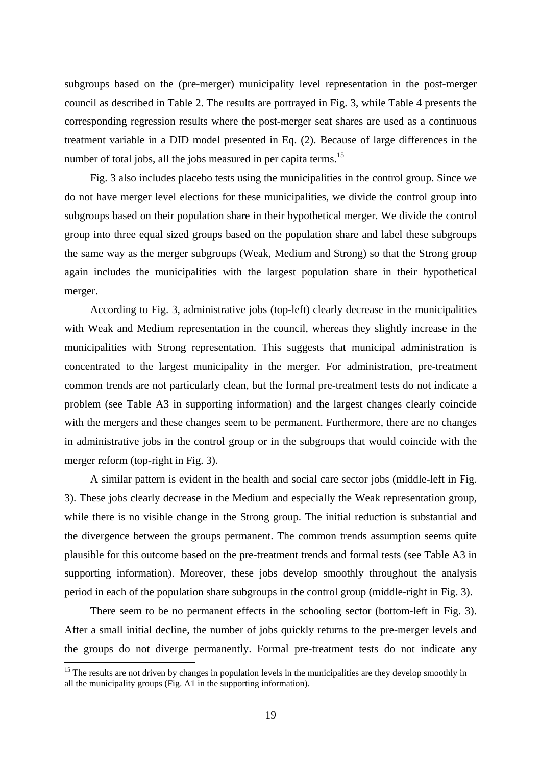subgroups based on the (pre-merger) municipality level representation in the post-merger council as described in Table 2. The results are portrayed in Fig. 3, while Table 4 presents the corresponding regression results where the post-merger seat shares are used as a continuous treatment variable in a DID model presented in Eq. (2). Because of large differences in the number of total jobs, all the jobs measured in per capita terms.[15]

Fig. 3 also includes placebo tests using the municipalities in the control group. Since we do not have merger level elections for these municipalities, we divide the control group into subgroups based on their population share in their hypothetical merger. We divide the control group into three equal sized groups based on the population share and label these subgroups the same way as the merger subgroups (Weak, Medium and Strong) so that the Strong group again includes the municipalities with the largest population share in their hypothetical merger.

According to Fig. 3, administrative jobs (top-left) clearly decrease in the municipalities with Weak and Medium representation in the council, whereas they slightly increase in the municipalities with Strong representation. This suggests that municipal administration is concentrated to the largest municipality in the merger. For administration, pre-treatment common trends are not particularly clean, but the formal pre-treatment tests do not indicate a problem (see Table A3 in supporting information) and the largest changes clearly coincide with the mergers and these changes seem to be permanent. Furthermore, there are no changes in administrative jobs in the control group or in the subgroups that would coincide with the merger reform (top-right in Fig. 3).

A similar pattern is evident in the health and social care sector jobs (middle-left in Fig. 3). These jobs clearly decrease in the Medium and especially the Weak representation group, while there is no visible change in the Strong group. The initial reduction is substantial and the divergence between the groups permanent. The common trends assumption seems quite plausible for this outcome based on the pre-treatment trends and formal tests (see Table A3 in supporting information). Moreover, these jobs develop smoothly throughout the analysis period in each of the population share subgroups in the control group (middle-right in Fig. 3).

There seem to be no permanent effects in the schooling sector (bottom-left in Fig. 3). After a small initial decline, the number of jobs quickly returns to the pre-merger levels and the groups do not diverge permanently. Formal pre-treatment tests do not indicate any

[15] The results are not driven by changes in population levels in the municipalities are they develop smoothly in all the municipality groups (Fig. A1 in the supporting information).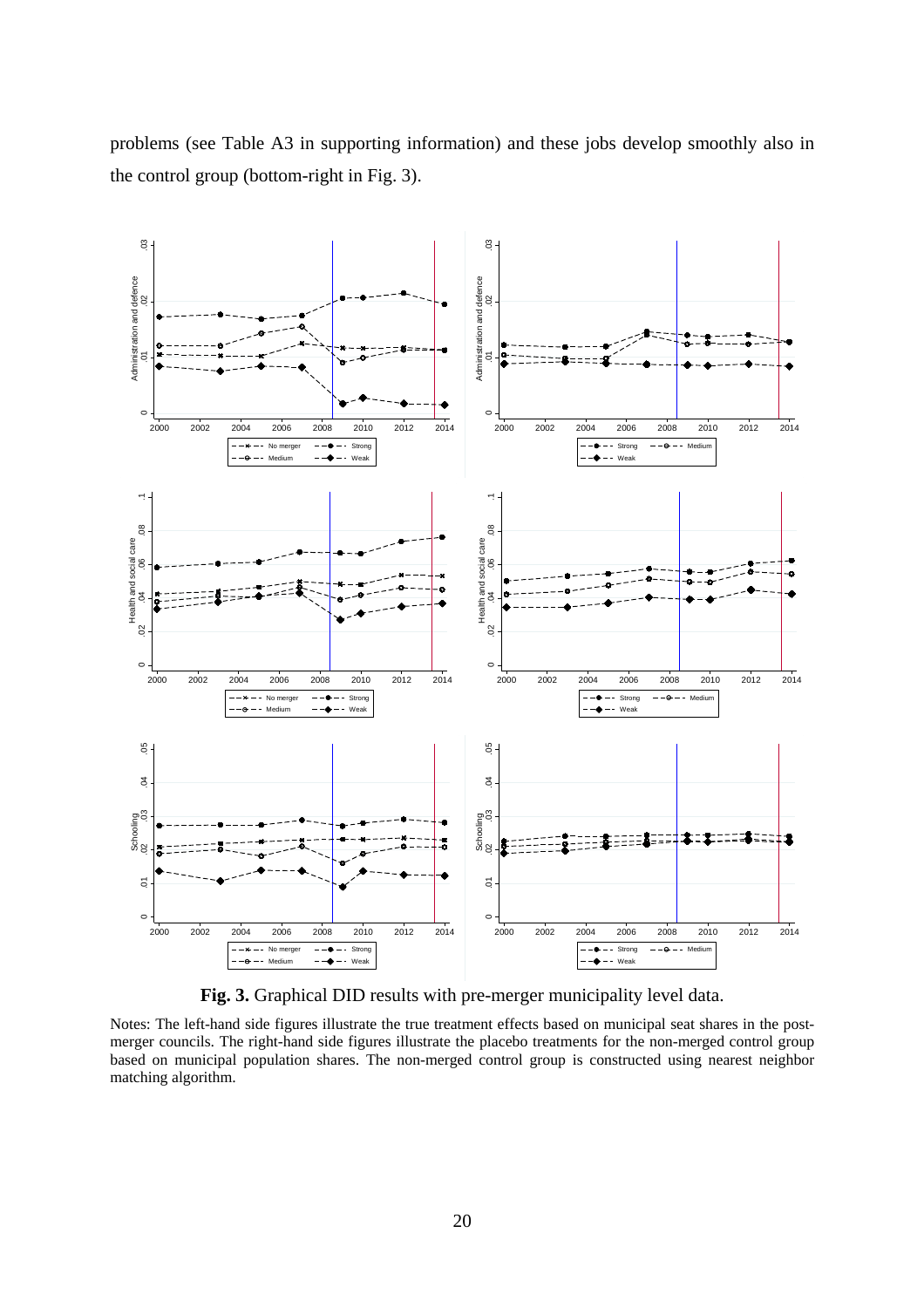problems (see Table A3 in supporting information) and these jobs develop smoothly also in the control group (bottom-right in Fig. 3).

**Fig. 3.** Graphical DID results with pre-merger municipality level data.

Notes: The left-hand side figures illustrate the true treatment effects based on municipal seat shares in the post-merger councils. The right-hand side figures illustrate the placebo treatments for the non-merged control group based on municipal population shares. The non-merged control group is constructed using nearest neighbor matching algorithm.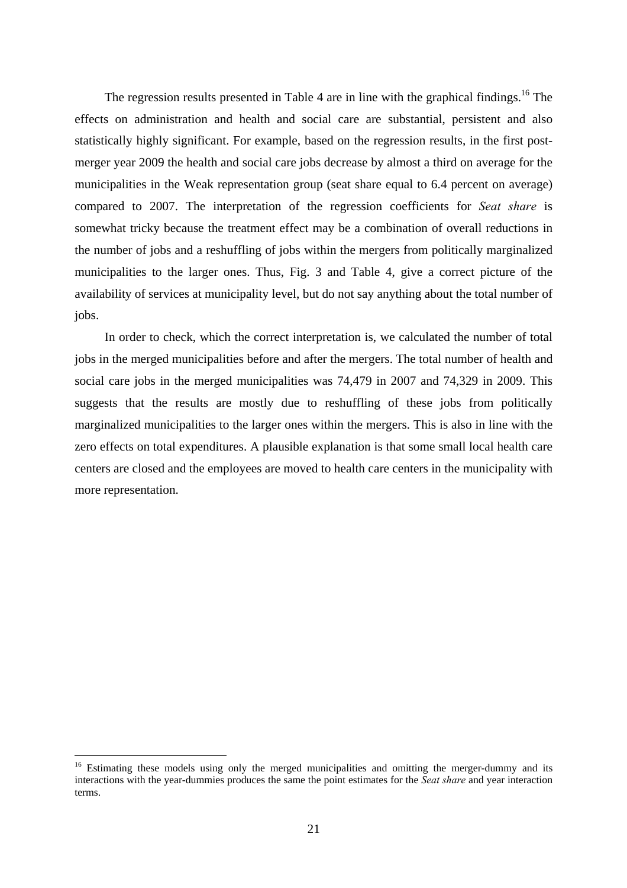The regression results presented in Table 4 are in line with the graphical findings.[16] The effects on administration and health and social care are substantial, persistent and also statistically highly significant. For example, based on the regression results, in the first post-merger year 2009 the health and social care jobs decrease by almost a third on average for the municipalities in the Weak representation group (seat share equal to 6.4 percent on average) compared to 2007. The interpretation of the regression coefficients for *Seat share* is somewhat tricky because the treatment effect may be a combination of overall reductions in the number of jobs and a reshuffling of jobs within the mergers from politically marginalized municipalities to the larger ones. Thus, Fig. 3 and Table 4, give a correct picture of the availability of services at municipality level, but do not say anything about the total number of jobs.

In order to check, which the correct interpretation is, we calculated the number of total jobs in the merged municipalities before and after the mergers. The total number of health and social care jobs in the merged municipalities was 74,479 in 2007 and 74,329 in 2009. This suggests that the results are mostly due to reshuffling of these jobs from politically marginalized municipalities to the larger ones within the mergers. This is also in line with the zero effects on total expenditures. A plausible explanation is that some small local health care centers are closed and the employees are moved to health care centers in the municipality with more representation.

[16] Estimating these models using only the merged municipalities and omitting the merger-dummy and its interactions with the year-dummies produces the same the point estimates for the *Seat share* and year interaction terms.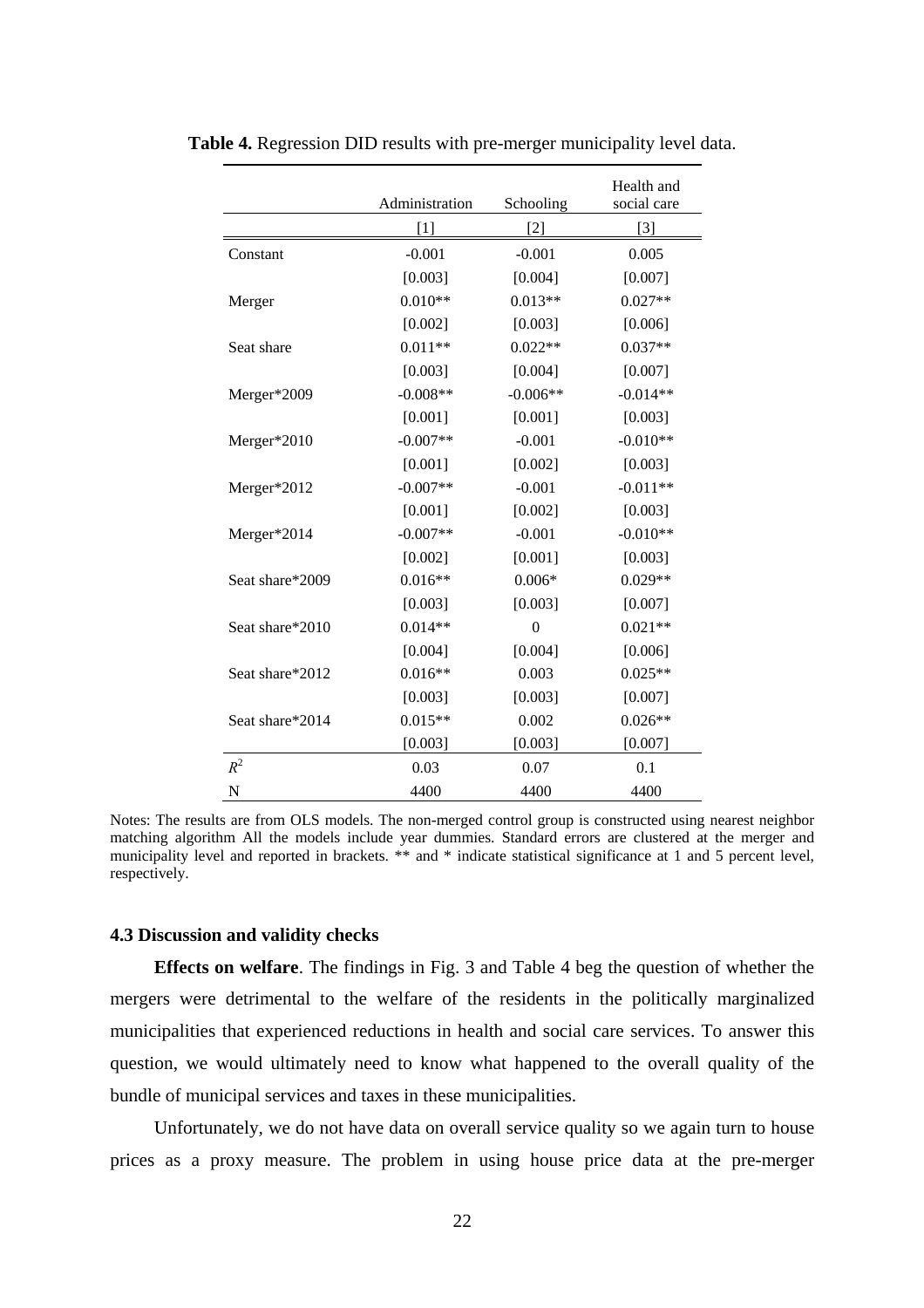**Table 4.** Regression DID results with pre-merger municipality level data.

| | Administration | Schooling | Health and social care |
|---|---|---|---|
| | [1] | [2] | [3] |
| Constant | -0.001 | -0.001 | 0.005 |
| | [0.003] | [0.004] | [0.007] |
| Merger | 0.010** | 0.013** | 0.027** |
| | [0.002] | [0.003] | [0.006] |
| Seat share | 0.011** | 0.022** | 0.037** |
| | [0.003] | [0.004] | [0.007] |
| Merger*2009 | -0.008** | -0.006** | -0.014** |
| | [0.001] | [0.001] | [0.003] |
| Merger*2010 | -0.007** | -0.001 | -0.010** |
| | [0.001] | [0.002] | [0.003] |
| Merger*2012 | -0.007** | -0.001 | -0.011** |
| | [0.001] | [0.002] | [0.003] |
| Merger*2014 | -0.007** | -0.001 | -0.010** |
| | [0.002] | [0.001] | [0.003] |
| Seat share*2009 | 0.016** | 0.006* | 0.029** |
| | [0.003] | [0.003] | [0.007] |
| Seat share*2010 | 0.014** | 0 | 0.021** |
| | [0.004] | [0.004] | [0.006] |
| Seat share*2012 | 0.016** | 0.003 | 0.025** |
| | [0.003] | [0.003] | [0.007] |
| Seat share*2014 | 0.015** | 0.002 | 0.026** |
| | [0.003] | [0.003] | [0.007] |
| $R^2$ | 0.03 | 0.07 | 0.1 |
| N | 4400 | 4400 | 4400 |

Notes: The results are from OLS models. The non-merged control group is constructed using nearest neighbor matching algorithm All the models include year dummies. Standard errors are clustered at the merger and municipality level and reported in brackets. ** and * indicate statistical significance at 1 and 5 percent level, respectively.

### 4.3 Discussion and validity checks

**Effects on welfare**. The findings in Fig. 3 and Table 4 beg the question of whether the mergers were detrimental to the welfare of the residents in the politically marginalized municipalities that experienced reductions in health and social care services. To answer this question, we would ultimately need to know what happened to the overall quality of the bundle of municipal services and taxes in these municipalities.

Unfortunately, we do not have data on overall service quality so we again turn to house prices as a proxy measure. The problem in using house price data at the pre-merger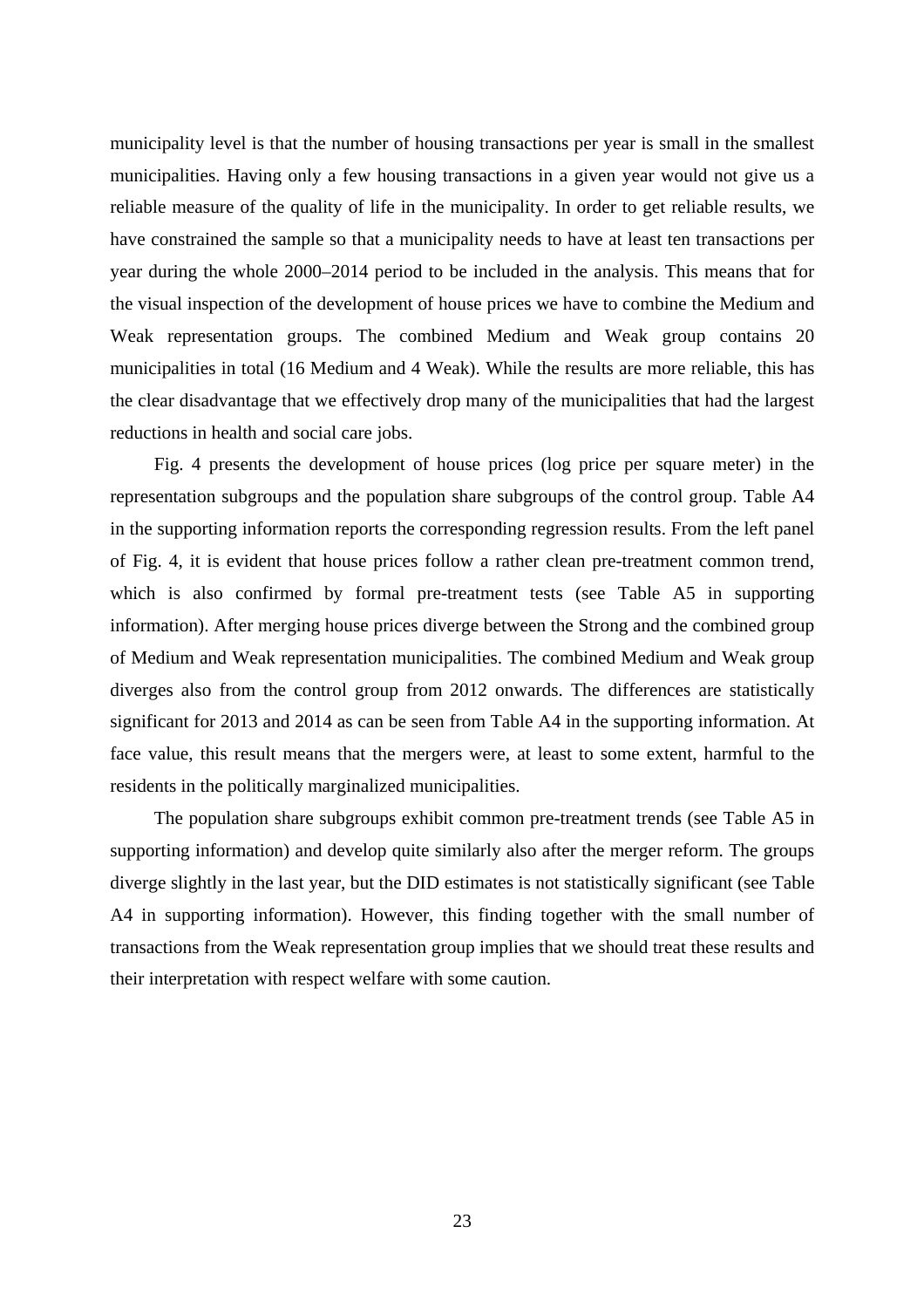municipality level is that the number of housing transactions per year is small in the smallest municipalities. Having only a few housing transactions in a given year would not give us a reliable measure of the quality of life in the municipality. In order to get reliable results, we have constrained the sample so that a municipality needs to have at least ten transactions per year during the whole 2000–2014 period to be included in the analysis. This means that for the visual inspection of the development of house prices we have to combine the Medium and Weak representation groups. The combined Medium and Weak group contains 20 municipalities in total (16 Medium and 4 Weak). While the results are more reliable, this has the clear disadvantage that we effectively drop many of the municipalities that had the largest reductions in health and social care jobs.

Fig. 4 presents the development of house prices (log price per square meter) in the representation subgroups and the population share subgroups of the control group. Table A4 in the supporting information reports the corresponding regression results. From the left panel of Fig. 4, it is evident that house prices follow a rather clean pre-treatment common trend, which is also confirmed by formal pre-treatment tests (see Table A5 in supporting information). After merging house prices diverge between the Strong and the combined group of Medium and Weak representation municipalities. The combined Medium and Weak group diverges also from the control group from 2012 onwards. The differences are statistically significant for 2013 and 2014 as can be seen from Table A4 in the supporting information. At face value, this result means that the mergers were, at least to some extent, harmful to the residents in the politically marginalized municipalities.

The population share subgroups exhibit common pre-treatment trends (see Table A5 in supporting information) and develop quite similarly also after the merger reform. The groups diverge slightly in the last year, but the DID estimates is not statistically significant (see Table A4 in supporting information). However, this finding together with the small number of transactions from the Weak representation group implies that we should treat these results and their interpretation with respect welfare with some caution.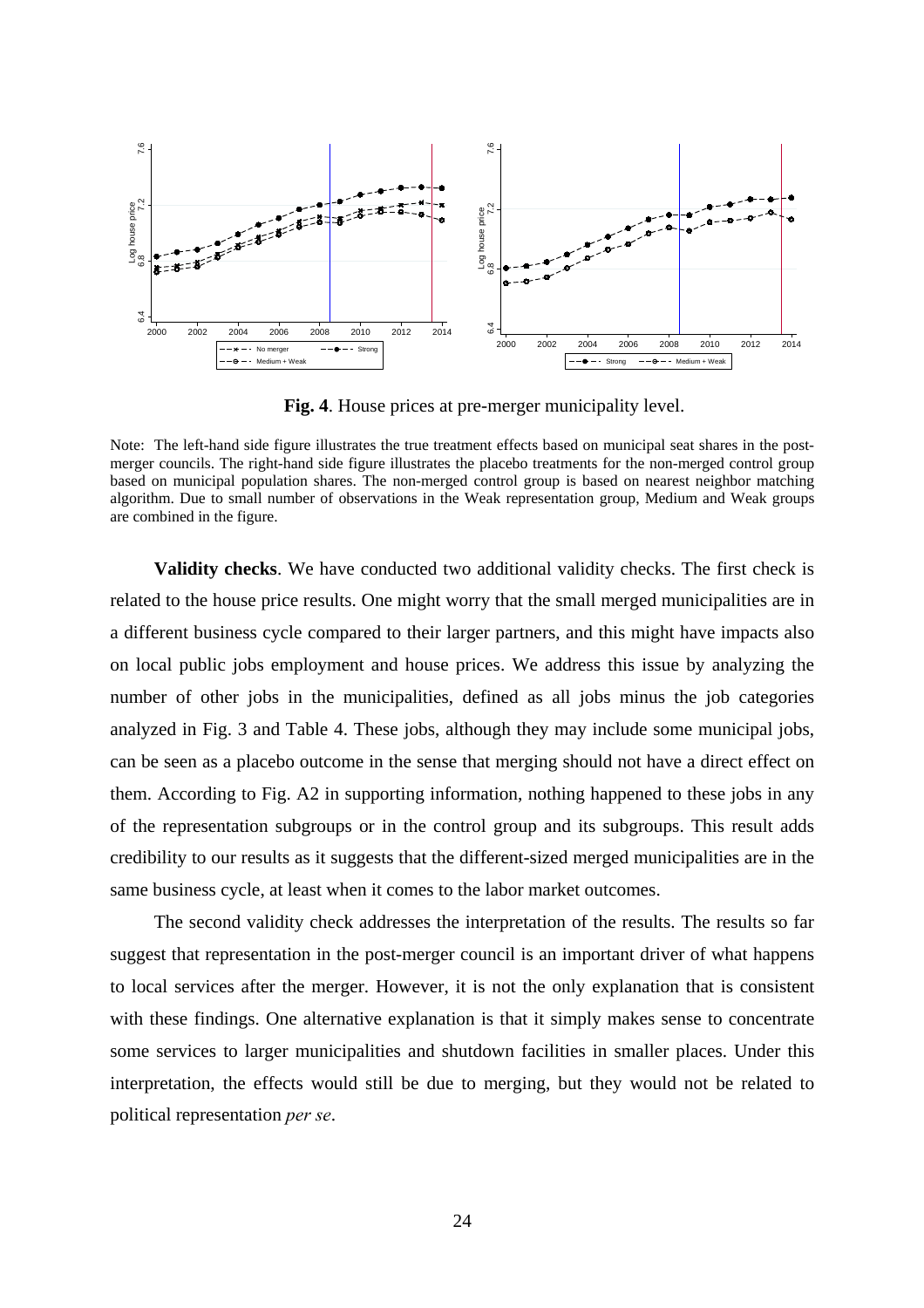**Fig. 4**. House prices at pre-merger municipality level.

Note: The left-hand side figure illustrates the true treatment effects based on municipal seat shares in the post-merger councils. The right-hand side figure illustrates the placebo treatments for the non-merged control group based on municipal population shares. The non-merged control group is based on nearest neighbor matching algorithm. Due to small number of observations in the Weak representation group, Medium and Weak groups are combined in the figure.

**Validity checks**. We have conducted two additional validity checks. The first check is related to the house price results. One might worry that the small merged municipalities are in a different business cycle compared to their larger partners, and this might have impacts also on local public jobs employment and house prices. We address this issue by analyzing the number of other jobs in the municipalities, defined as all jobs minus the job categories analyzed in Fig. 3 and Table 4. These jobs, although they may include some municipal jobs, can be seen as a placebo outcome in the sense that merging should not have a direct effect on them. According to Fig. A2 in supporting information, nothing happened to these jobs in any of the representation subgroups or in the control group and its subgroups. This result adds credibility to our results as it suggests that the different-sized merged municipalities are in the same business cycle, at least when it comes to the labor market outcomes.

The second validity check addresses the interpretation of the results. The results so far suggest that representation in the post-merger council is an important driver of what happens to local services after the merger. However, it is not the only explanation that is consistent with these findings. One alternative explanation is that it simply makes sense to concentrate some services to larger municipalities and shutdown facilities in smaller places. Under this interpretation, the effects would still be due to merging, but they would not be related to political representation *per se*.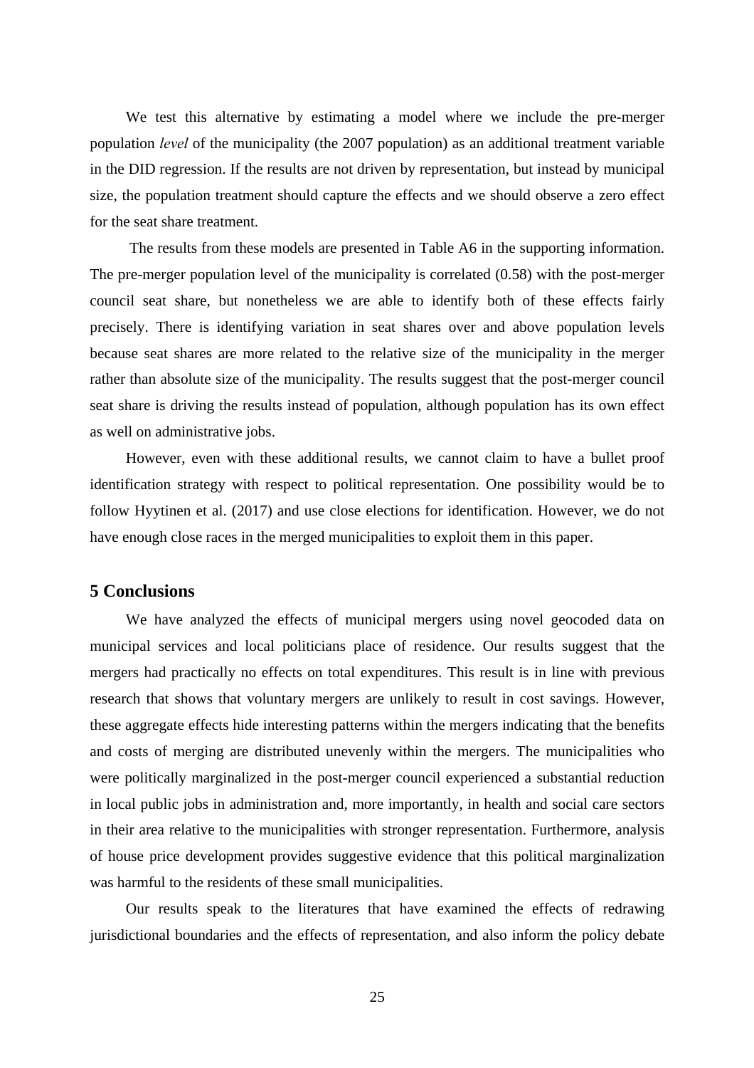We test this alternative by estimating a model where we include the pre-merger population *level* of the municipality (the 2007 population) as an additional treatment variable in the DID regression. If the results are not driven by representation, but instead by municipal size, the population treatment should capture the effects and we should observe a zero effect for the seat share treatment.

The results from these models are presented in Table A6 in the supporting information. The pre-merger population level of the municipality is correlated (0.58) with the post-merger council seat share, but nonetheless we are able to identify both of these effects fairly precisely. There is identifying variation in seat shares over and above population levels because seat shares are more related to the relative size of the municipality in the merger rather than absolute size of the municipality. The results suggest that the post-merger council seat share is driving the results instead of population, although population has its own effect as well on administrative jobs.

However, even with these additional results, we cannot claim to have a bullet proof identification strategy with respect to political representation. One possibility would be to follow Hyytinen et al. (2017) and use close elections for identification. However, we do not have enough close races in the merged municipalities to exploit them in this paper.

## 5 Conclusions

We have analyzed the effects of municipal mergers using novel geocoded data on municipal services and local politicians place of residence. Our results suggest that the mergers had practically no effects on total expenditures. This result is in line with previous research that shows that voluntary mergers are unlikely to result in cost savings. However, these aggregate effects hide interesting patterns within the mergers indicating that the benefits and costs of merging are distributed unevenly within the mergers. The municipalities who were politically marginalized in the post-merger council experienced a substantial reduction in local public jobs in administration and, more importantly, in health and social care sectors in their area relative to the municipalities with stronger representation. Furthermore, analysis of house price development provides suggestive evidence that this political marginalization was harmful to the residents of these small municipalities.

Our results speak to the literatures that have examined the effects of redrawing jurisdictional boundaries and the effects of representation, and also inform the policy debate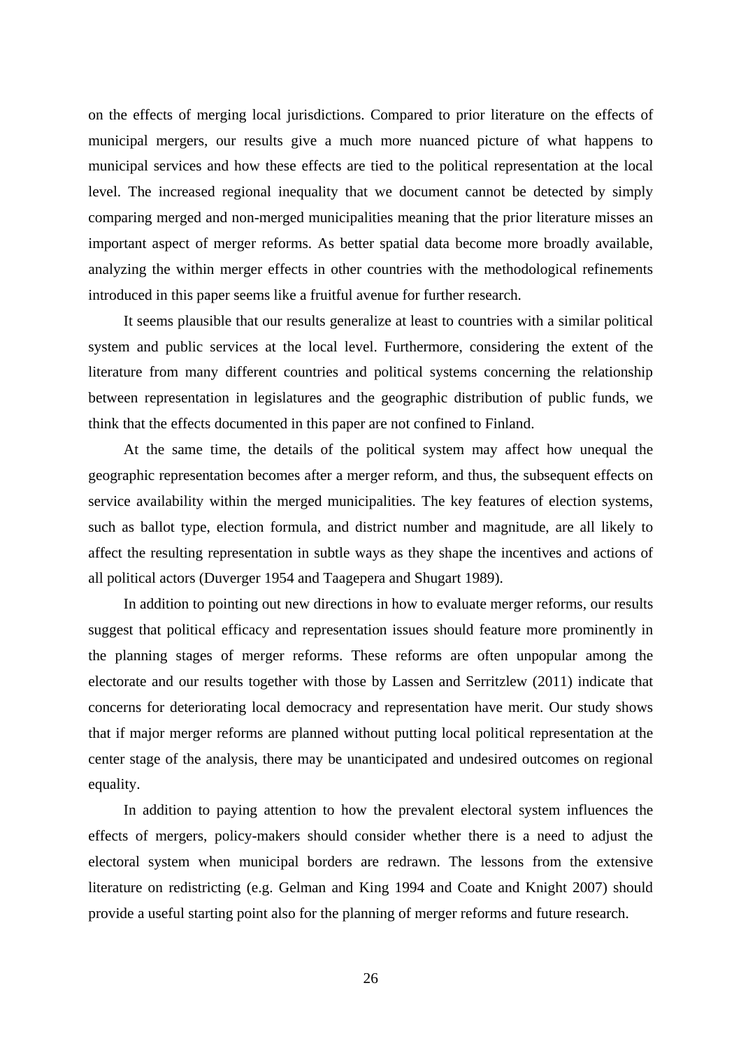on the effects of merging local jurisdictions. Compared to prior literature on the effects of municipal mergers, our results give a much more nuanced picture of what happens to municipal services and how these effects are tied to the political representation at the local level. The increased regional inequality that we document cannot be detected by simply comparing merged and non-merged municipalities meaning that the prior literature misses an important aspect of merger reforms. As better spatial data become more broadly available, analyzing the within merger effects in other countries with the methodological refinements introduced in this paper seems like a fruitful avenue for further research.

It seems plausible that our results generalize at least to countries with a similar political system and public services at the local level. Furthermore, considering the extent of the literature from many different countries and political systems concerning the relationship between representation in legislatures and the geographic distribution of public funds, we think that the effects documented in this paper are not confined to Finland.

At the same time, the details of the political system may affect how unequal the geographic representation becomes after a merger reform, and thus, the subsequent effects on service availability within the merged municipalities. The key features of election systems, such as ballot type, election formula, and district number and magnitude, are all likely to affect the resulting representation in subtle ways as they shape the incentives and actions of all political actors (Duverger 1954 and Taagepera and Shugart 1989).

In addition to pointing out new directions in how to evaluate merger reforms, our results suggest that political efficacy and representation issues should feature more prominently in the planning stages of merger reforms. These reforms are often unpopular among the electorate and our results together with those by Lassen and Serritzlew (2011) indicate that concerns for deteriorating local democracy and representation have merit. Our study shows that if major merger reforms are planned without putting local political representation at the center stage of the analysis, there may be unanticipated and undesired outcomes on regional equality.

In addition to paying attention to how the prevalent electoral system influences the effects of mergers, policy-makers should consider whether there is a need to adjust the electoral system when municipal borders are redrawn. The lessons from the extensive literature on redistricting (e.g. Gelman and King 1994 and Coate and Knight 2007) should provide a useful starting point also for the planning of merger reforms and future research.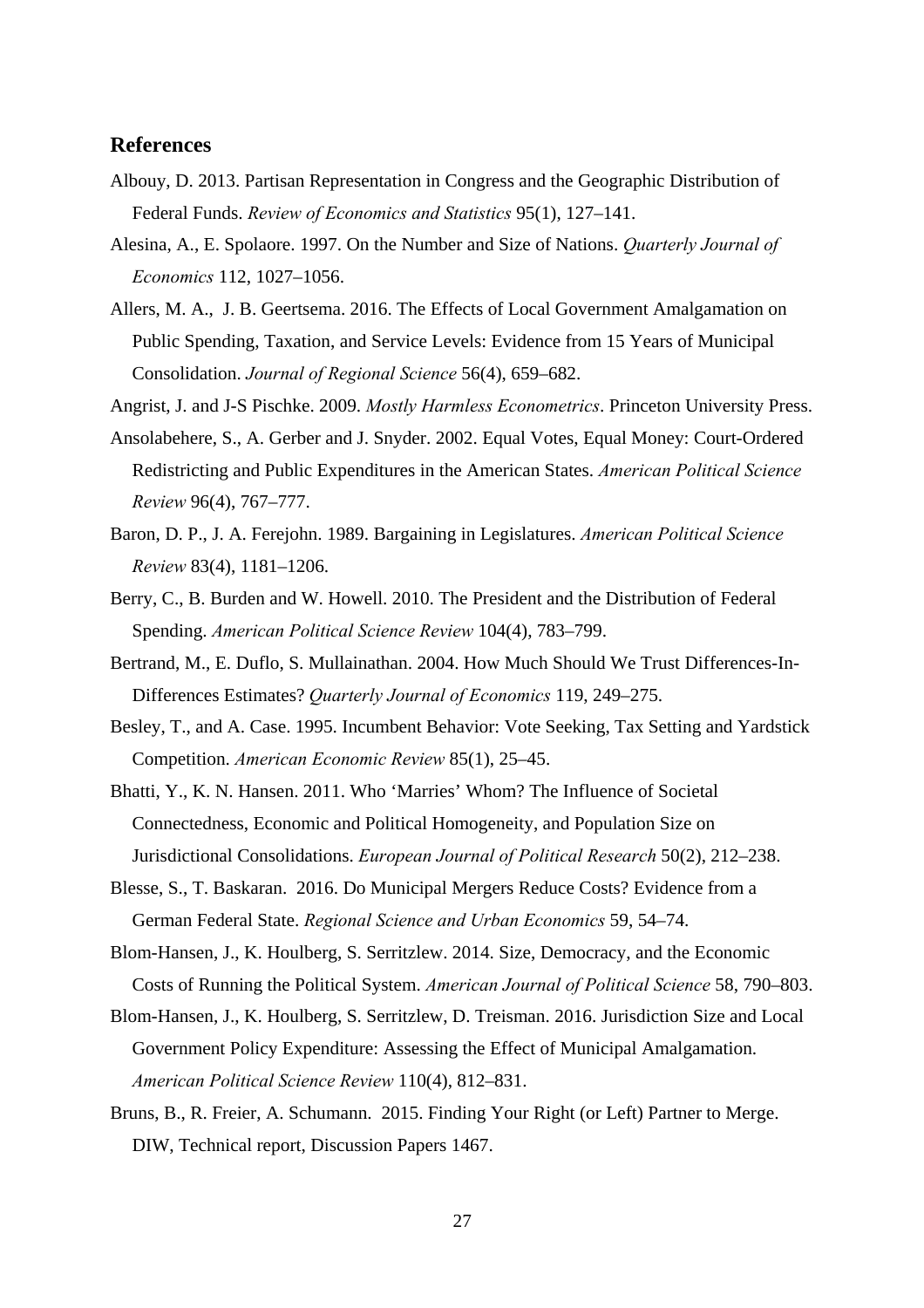## References

Albouy, D. 2013. Partisan Representation in Congress and the Geographic Distribution of Federal Funds. *Review of Economics and Statistics* 95(1), 127–141.

Alesina, A., E. Spolaore. 1997. On the Number and Size of Nations. *Quarterly Journal of Economics* 112, 1027–1056.

Allers, M. A., J. B. Geertsema. 2016. The Effects of Local Government Amalgamation on Public Spending, Taxation, and Service Levels: Evidence from 15 Years of Municipal Consolidation. *Journal of Regional Science* 56(4), 659–682.

Angrist, J. and J-S Pischke. 2009. *Mostly Harmless Econometrics*. Princeton University Press.

Ansolabehere, S., A. Gerber and J. Snyder. 2002. Equal Votes, Equal Money: Court-Ordered Redistricting and Public Expenditures in the American States. *American Political Science Review* 96(4), 767–777.

Baron, D. P., J. A. Ferejohn. 1989. Bargaining in Legislatures. *American Political Science Review* 83(4), 1181–1206.

Berry, C., B. Burden and W. Howell. 2010. The President and the Distribution of Federal Spending. *American Political Science Review* 104(4), 783–799.

Bertrand, M., E. Duflo, S. Mullainathan. 2004. How Much Should We Trust Differences-In-Differences Estimates? *Quarterly Journal of Economics* 119, 249–275.

Besley, T., and A. Case. 1995. Incumbent Behavior: Vote Seeking, Tax Setting and Yardstick Competition. *American Economic Review* 85(1), 25–45.

Bhatti, Y., K. N. Hansen. 2011. Who 'Marries' Whom? The Influence of Societal Connectedness, Economic and Political Homogeneity, and Population Size on Jurisdictional Consolidations. *European Journal of Political Research* 50(2), 212–238.

Blesse, S., T. Baskaran. 2016. Do Municipal Mergers Reduce Costs? Evidence from a German Federal State. *Regional Science and Urban Economics* 59, 54–74.

Blom-Hansen, J., K. Houlberg, S. Serritzlew. 2014. Size, Democracy, and the Economic Costs of Running the Political System. *American Journal of Political Science* 58, 790–803.

Blom-Hansen, J., K. Houlberg, S. Serritzlew, D. Treisman. 2016. Jurisdiction Size and Local Government Policy Expenditure: Assessing the Effect of Municipal Amalgamation. *American Political Science Review* 110(4), 812–831.

Bruns, B., R. Freier, A. Schumann. 2015. Finding Your Right (or Left) Partner to Merge. DIW, Technical report, Discussion Papers 1467.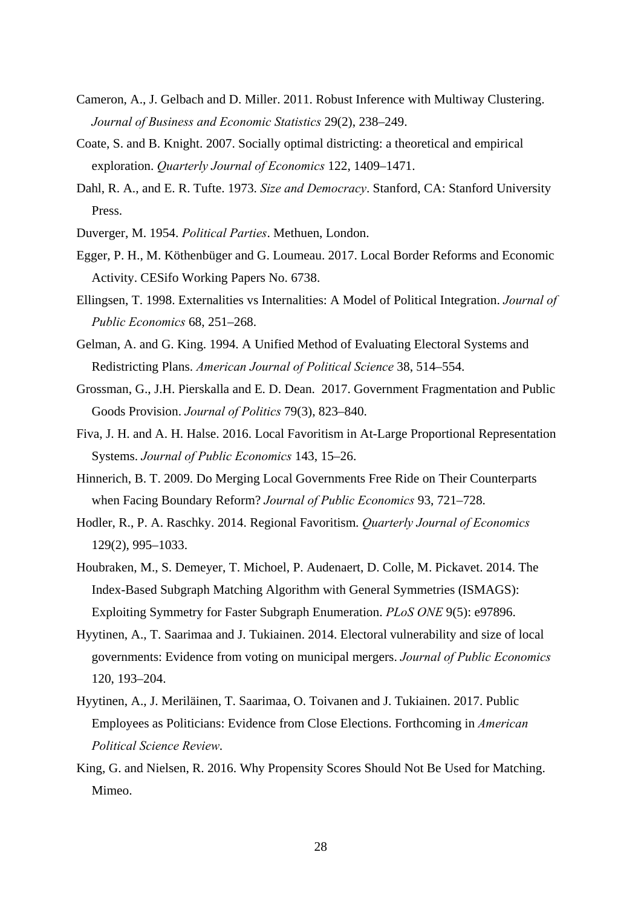Cameron, A., J. Gelbach and D. Miller. 2011. Robust Inference with Multiway Clustering. *Journal of Business and Economic Statistics* 29(2), 238–249.

Coate, S. and B. Knight. 2007. Socially optimal districting: a theoretical and empirical exploration. *Quarterly Journal of Economics* 122, 1409–1471.

Dahl, R. A., and E. R. Tufte. 1973. *Size and Democracy*. Stanford, CA: Stanford University Press.

Duverger, M. 1954. *Political Parties*. Methuen, London.

Egger, P. H., M. Köthenbüger and G. Loumeau. 2017. Local Border Reforms and Economic Activity. CESifo Working Papers No. 6738.

Ellingsen, T. 1998. Externalities vs Internalities: A Model of Political Integration. *Journal of Public Economics* 68, 251–268.

Gelman, A. and G. King. 1994. A Unified Method of Evaluating Electoral Systems and Redistricting Plans. *American Journal of Political Science* 38, 514–554.

Grossman, G., J.H. Pierskalla and E. D. Dean. 2017. Government Fragmentation and Public Goods Provision. *Journal of Politics* 79(3), 823–840.

Fiva, J. H. and A. H. Halse. 2016. Local Favoritism in At-Large Proportional Representation Systems. *Journal of Public Economics* 143, 15–26.

Hinnerich, B. T. 2009. Do Merging Local Governments Free Ride on Their Counterparts when Facing Boundary Reform? *Journal of Public Economics* 93, 721–728.

Hodler, R., P. A. Raschky. 2014. Regional Favoritism. *Quarterly Journal of Economics* 129(2), 995–1033.

Houbraken, M., S. Demeyer, T. Michoel, P. Audenaert, D. Colle, M. Pickavet. 2014. The Index-Based Subgraph Matching Algorithm with General Symmetries (ISMAGS): Exploiting Symmetry for Faster Subgraph Enumeration. *PLoS ONE* 9(5): e97896.

Hyytinen, A., T. Saarimaa and J. Tukiainen. 2014. Electoral vulnerability and size of local governments: Evidence from voting on municipal mergers. *Journal of Public Economics* 120, 193–204.

Hyytinen, A., J. Meriläinen, T. Saarimaa, O. Toivanen and J. Tukiainen. 2017. Public Employees as Politicians: Evidence from Close Elections. Forthcoming in *American Political Science Review*.

King, G. and Nielsen, R. 2016. Why Propensity Scores Should Not Be Used for Matching. Mimeo.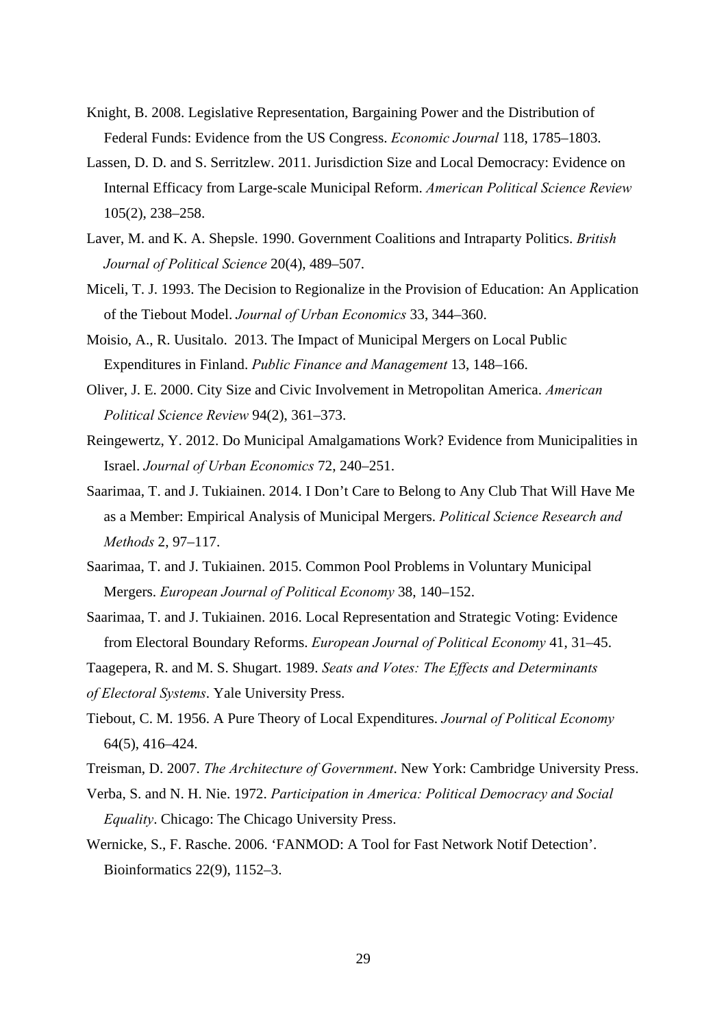Knight, B. 2008. Legislative Representation, Bargaining Power and the Distribution of Federal Funds: Evidence from the US Congress. *Economic Journal* 118, 1785–1803.

Lassen, D. D. and S. Serritzlew. 2011. Jurisdiction Size and Local Democracy: Evidence on Internal Efficacy from Large-scale Municipal Reform. *American Political Science Review* 105(2), 238–258.

Laver, M. and K. A. Shepsle. 1990. Government Coalitions and Intraparty Politics. *British Journal of Political Science* 20(4), 489–507.

Miceli, T. J. 1993. The Decision to Regionalize in the Provision of Education: An Application of the Tiebout Model. *Journal of Urban Economics* 33, 344–360.

Moisio, A., R. Uusitalo. 2013. The Impact of Municipal Mergers on Local Public Expenditures in Finland. *Public Finance and Management* 13, 148–166.

Oliver, J. E. 2000. City Size and Civic Involvement in Metropolitan America. *American Political Science Review* 94(2), 361–373.

Reingewertz, Y. 2012. Do Municipal Amalgamations Work? Evidence from Municipalities in Israel. *Journal of Urban Economics* 72, 240–251.

Saarimaa, T. and J. Tukiainen. 2014. I Don't Care to Belong to Any Club That Will Have Me as a Member: Empirical Analysis of Municipal Mergers. *Political Science Research and Methods* 2, 97–117.

Saarimaa, T. and J. Tukiainen. 2015. Common Pool Problems in Voluntary Municipal Mergers. *European Journal of Political Economy* 38, 140–152.

Saarimaa, T. and J. Tukiainen. 2016. Local Representation and Strategic Voting: Evidence from Electoral Boundary Reforms. *European Journal of Political Economy* 41, 31–45.

Taagepera, R. and M. S. Shugart. 1989. *Seats and Votes: The Effects and Determinants of Electoral Systems*. Yale University Press.

Tiebout, C. M. 1956. A Pure Theory of Local Expenditures. *Journal of Political Economy* 64(5), 416–424.

Treisman, D. 2007. *The Architecture of Government*. New York: Cambridge University Press.

Verba, S. and N. H. Nie. 1972. *Participation in America: Political Democracy and Social Equality*. Chicago: The Chicago University Press.

Wernicke, S., F. Rasche. 2006. 'FANMOD: A Tool for Fast Network Motif Detection'. Bioinformatics 22(9), 1152–3.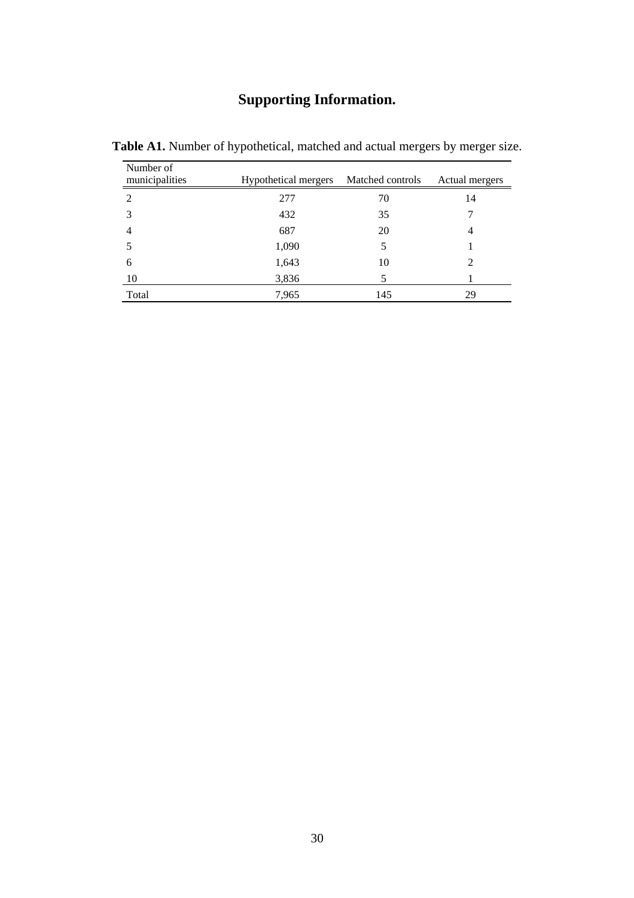# Supporting Information.

**Table A1.** Number of hypothetical, matched and actual mergers by merger size.

| Number of municipalities | Hypothetical mergers | Matched controls | Actual mergers |
|---|---|---|---|
| 2 | 277 | 70 | 14 |
| 3 | 432 | 35 | 7 |
| 4 | 687 | 20 | 4 |
| 5 | 1,090 | 5 | 1 |
| 6 | 1,643 | 10 | 2 |
| 10 | 3,836 | 5 | 1 |
| Total | 7,965 | 145 | 29 |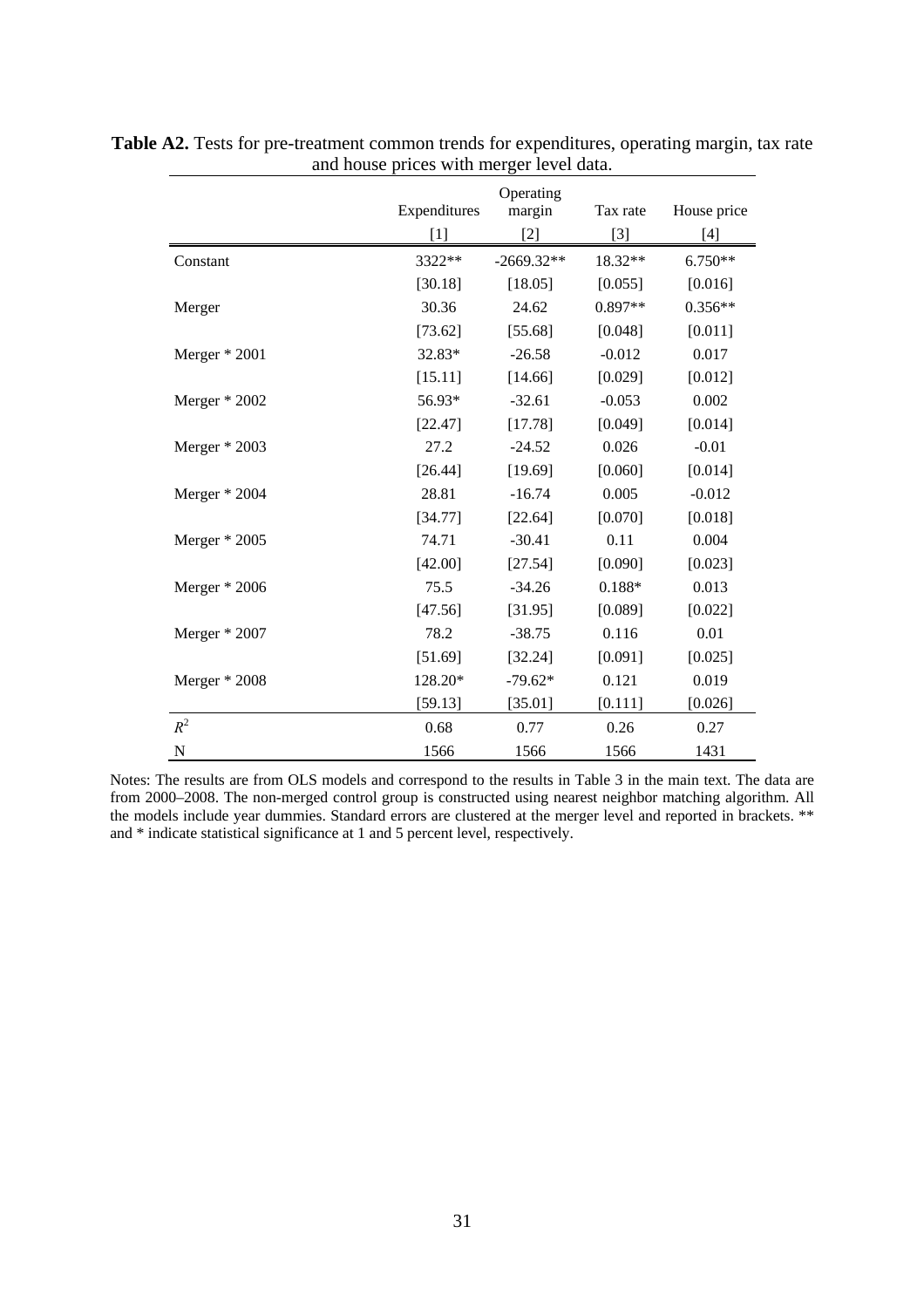**Table A2.** Tests for pre-treatment common trends for expenditures, operating margin, tax rate and house prices with merger level data.

| | Expenditures | Operating margin | Tax rate | House price |
|---|---|---|---|---|
| | [1] | [2] | [3] | [4] |
| Constant | 3322** | -2669.32** | 18.32** | 6.750** |
| | [30.18] | [18.05] | [0.055] | [0.016] |
| Merger | 30.36 | 24.62 | 0.897** | 0.356** |
| | [73.62] | [55.68] | [0.048] | [0.011] |
| Merger * 2001 | 32.83* | -26.58 | -0.012 | 0.017 |
| | [15.11] | [14.66] | [0.029] | [0.012] |
| Merger * 2002 | 56.93* | -32.61 | -0.053 | 0.002 |
| | [22.47] | [17.78] | [0.049] | [0.014] |
| Merger * 2003 | 27.2 | -24.52 | 0.026 | -0.01 |
| | [26.44] | [19.69] | [0.060] | [0.014] |
| Merger * 2004 | 28.81 | -16.74 | 0.005 | -0.012 |
| | [34.77] | [22.64] | [0.070] | [0.018] |
| Merger * 2005 | 74.71 | -30.41 | 0.11 | 0.004 |
| | [42.00] | [27.54] | [0.090] | [0.023] |
| Merger * 2006 | 75.5 | -34.26 | 0.188* | 0.013 |
| | [47.56] | [31.95] | [0.089] | [0.022] |
| Merger * 2007 | 78.2 | -38.75 | 0.116 | 0.01 |
| | [51.69] | [32.24] | [0.091] | [0.025] |
| Merger * 2008 | 128.20* | -79.62* | 0.121 | 0.019 |
| | [59.13] | [35.01] | [0.111] | [0.026] |
| $R^2$ | 0.68 | 0.77 | 0.26 | 0.27 |
| N | 1566 | 1566 | 1566 | 1431 |

Notes: The results are from OLS models and correspond to the results in Table 3 in the main text. The data are from 2000–2008. The non-merged control group is constructed using nearest neighbor matching algorithm. All the models include year dummies. Standard errors are clustered at the merger level and reported in brackets. ** and * indicate statistical significance at 1 and 5 percent level, respectively.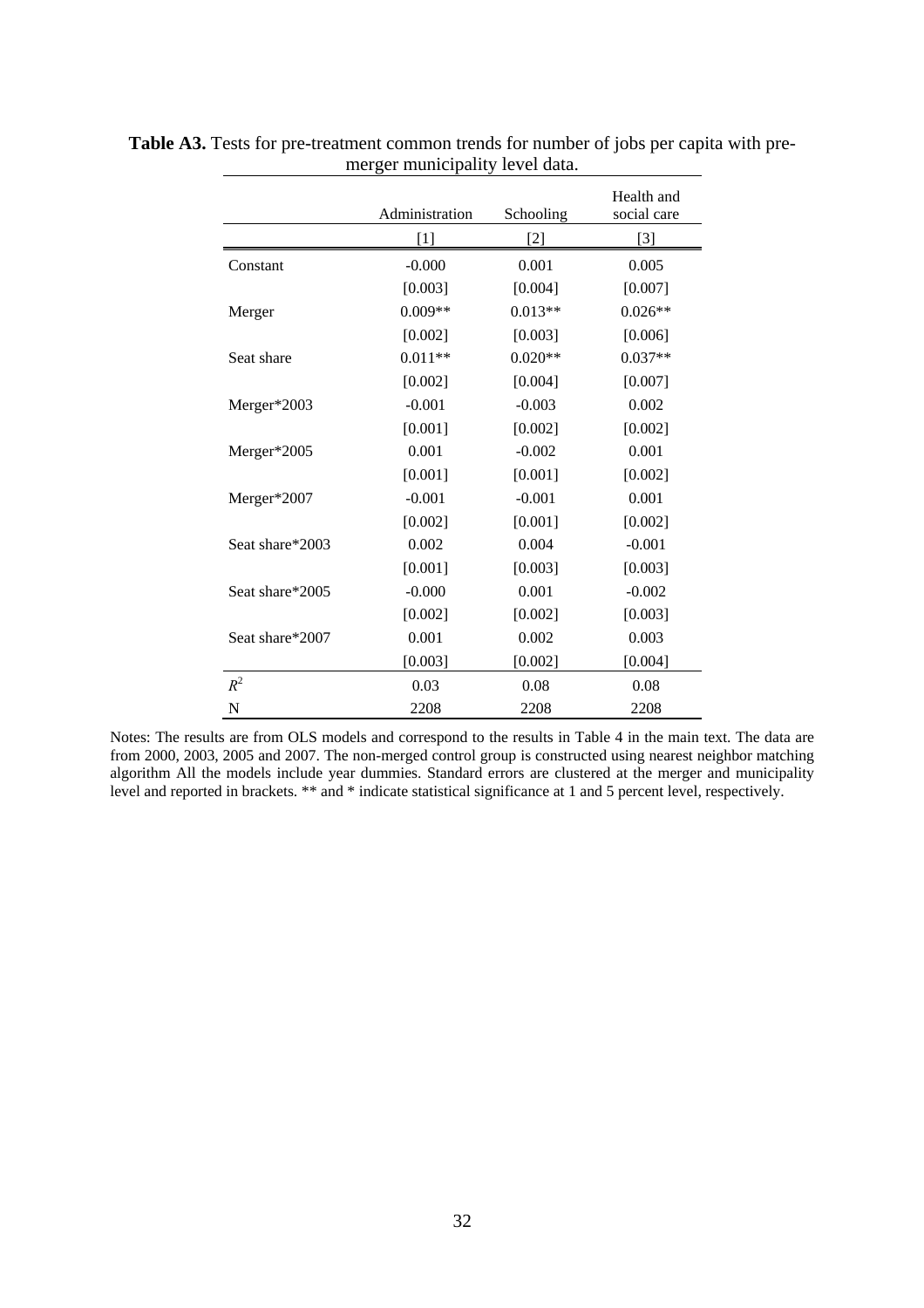**Table A3.** Tests for pre-treatment common trends for number of jobs per capita with pre-merger municipality level data.

| | Administration | Schooling | Health and social care |
|---|---|---|---|
| | [1] | [2] | [3] |
| Constant | -0.000 | 0.001 | 0.005 |
| | [0.003] | [0.004] | [0.007] |
| Merger | 0.009** | 0.013** | 0.026** |
| | [0.002] | [0.003] | [0.006] |
| Seat share | 0.011** | 0.020** | 0.037** |
| | [0.002] | [0.004] | [0.007] |
| Merger*2003 | -0.001 | -0.003 | 0.002 |
| | [0.001] | [0.002] | [0.002] |
| Merger*2005 | 0.001 | -0.002 | 0.001 |
| | [0.001] | [0.001] | [0.002] |
| Merger*2007 | -0.001 | -0.001 | 0.001 |
| | [0.002] | [0.001] | [0.002] |
| Seat share*2003 | 0.002 | 0.004 | -0.001 |
| | [0.001] | [0.003] | [0.003] |
| Seat share*2005 | -0.000 | 0.001 | -0.002 |
| | [0.002] | [0.002] | [0.003] |
| Seat share*2007 | 0.001 | 0.002 | 0.003 |
| | [0.003] | [0.002] | [0.004] |
| $R^2$ | 0.03 | 0.08 | 0.08 |
| N | 2208 | 2208 | 2208 |

Notes: The results are from OLS models and correspond to the results in Table 4 in the main text. The data are from 2000, 2003, 2005 and 2007. The non-merged control group is constructed using nearest neighbor matching algorithm All the models include year dummies. Standard errors are clustered at the merger and municipality level and reported in brackets. ** and * indicate statistical significance at 1 and 5 percent level, respectively.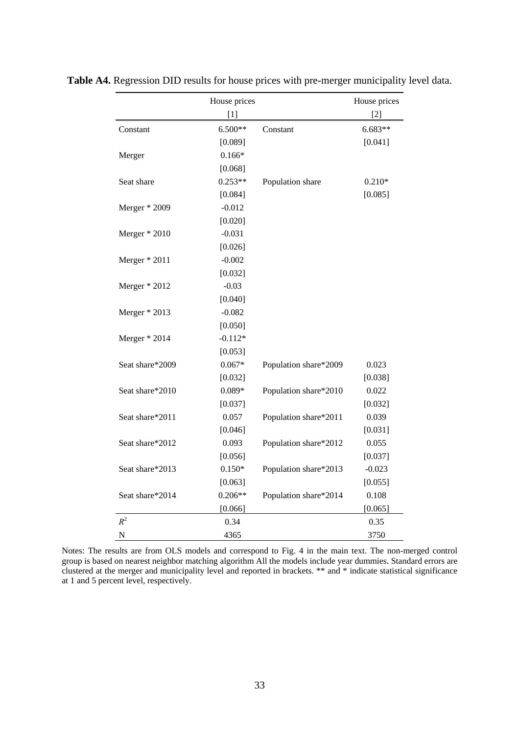**Table A4.** Regression DID results for house prices with pre-merger municipality level data.

| | House prices | | House prices |
|---|---|---|---|
| | [1] | | [2] |
| Constant | 6.500** | Constant | 6.683** |
| | [0.089] | | [0.041] |
| Merger | 0.166* | | |
| | [0.068] | | |
| Seat share | 0.253** | Population share | 0.210* |
| | [0.084] | | [0.085] |
| Merger * 2009 | -0.012 | | |
| | [0.020] | | |
| Merger * 2010 | -0.031 | | |
| | [0.026] | | |
| Merger * 2011 | -0.002 | | |
| | [0.032] | | |
| Merger * 2012 | -0.03 | | |
| | [0.040] | | |
| Merger * 2013 | -0.082 | | |
| | [0.050] | | |
| Merger * 2014 | -0.112* | | |
| | [0.053] | | |
| Seat share*2009 | 0.067* | Population share*2009 | 0.023 |
| | [0.032] | | [0.038] |
| Seat share*2010 | 0.089* | Population share*2010 | 0.022 |
| | [0.037] | | [0.032] |
| Seat share*2011 | 0.057 | Population share*2011 | 0.039 |
| | [0.046] | | [0.031] |
| Seat share*2012 | 0.093 | Population share*2012 | 0.055 |
| | [0.056] | | [0.037] |
| Seat share*2013 | 0.150* | Population share*2013 | -0.023 |
| | [0.063] | | [0.055] |
| Seat share*2014 | 0.206** | Population share*2014 | 0.108 |
| | [0.066] | | [0.065] |
| $R^2$ | 0.34 | | 0.35 |
| N | 4365 | | 3750 |

Notes: The results are from OLS models and correspond to Fig. 4 in the main text. The non-merged control group is based on nearest neighbor matching algorithm All the models include year dummies. Standard errors are clustered at the merger and municipality level and reported in brackets. ** and * indicate statistical significance at 1 and 5 percent level, respectively.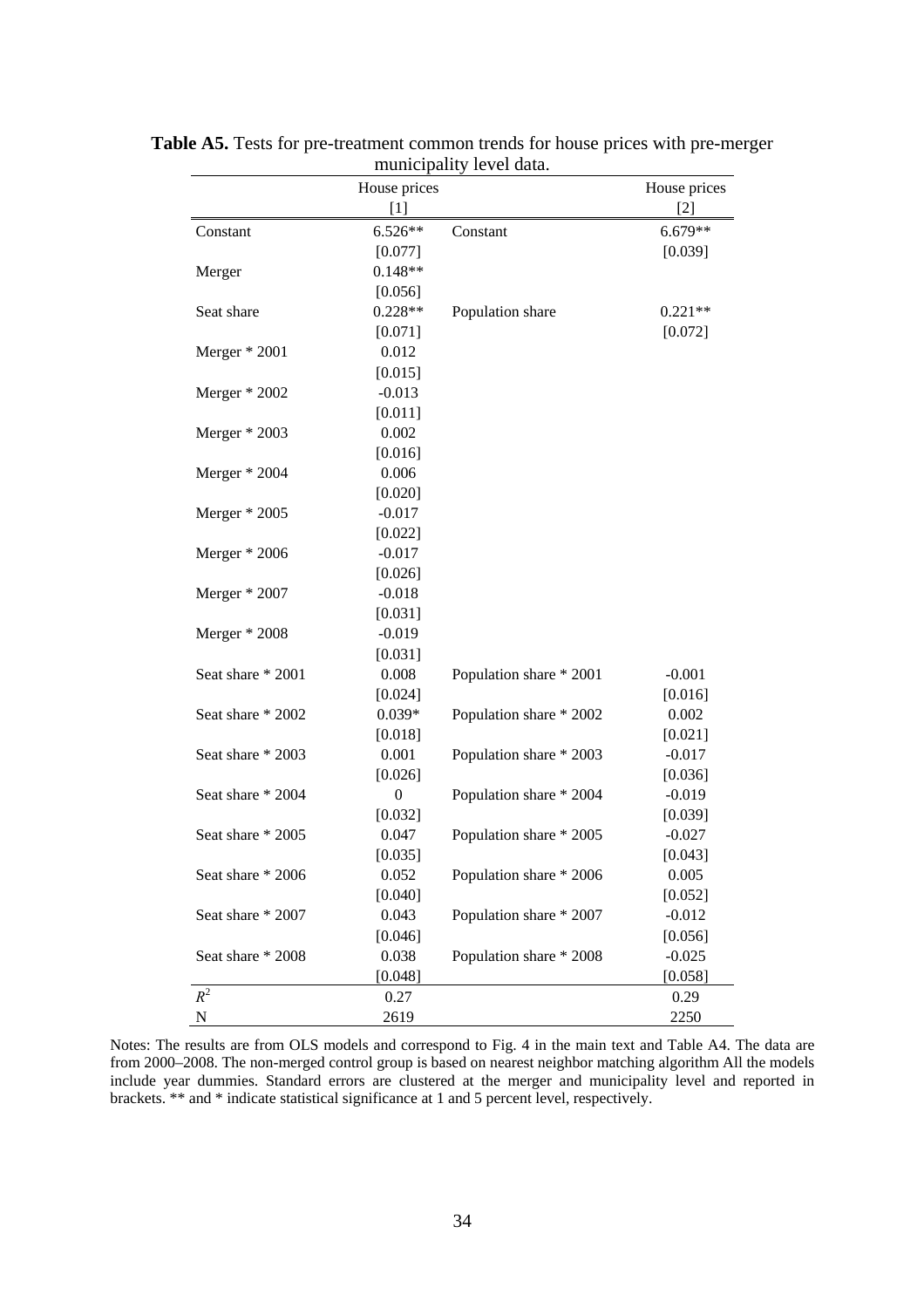**Table A5.** Tests for pre-treatment common trends for house prices with pre-merger municipality level data.

| | House prices | | House prices |
|---|---|---|---|
| | [1] | | [2] |
| Constant | 6.526** | Constant | 6.679** |
| | [0.077] | | [0.039] |
| Merger | 0.148** | | |
| | [0.056] | | |
| Seat share | 0.228** | Population share | 0.221** |
| | [0.071] | | [0.072] |
| Merger * 2001 | 0.012 | | |
| | [0.015] | | |
| Merger * 2002 | -0.013 | | |
| | [0.011] | | |
| Merger * 2003 | 0.002 | | |
| | [0.016] | | |
| Merger * 2004 | 0.006 | | |
| | [0.020] | | |
| Merger * 2005 | -0.017 | | |
| | [0.022] | | |
| Merger * 2006 | -0.017 | | |
| | [0.026] | | |
| Merger * 2007 | -0.018 | | |
| | [0.031] | | |
| Merger * 2008 | -0.019 | | |
| | [0.031] | | |
| Seat share * 2001 | 0.008 | Population share * 2001 | -0.001 |
| | [0.024] | | [0.016] |
| Seat share * 2002 | 0.039* | Population share * 2002 | 0.002 |
| | [0.018] | | [0.021] |
| Seat share * 2003 | 0.001 | Population share * 2003 | -0.017 |
| | [0.026] | | [0.036] |
| Seat share * 2004 | 0 | Population share * 2004 | -0.019 |
| | [0.032] | | [0.039] |
| Seat share * 2005 | 0.047 | Population share * 2005 | -0.027 |
| | [0.035] | | [0.043] |
| Seat share * 2006 | 0.052 | Population share * 2006 | 0.005 |
| | [0.040] | | [0.052] |
| Seat share * 2007 | 0.043 | Population share * 2007 | -0.012 |
| | [0.046] | | [0.056] |
| Seat share * 2008 | 0.038 | Population share * 2008 | -0.025 |
| | [0.048] | | [0.058] |
| $R^2$ | 0.27 | | 0.29 |
| N | 2619 | | 2250 |

Notes: The results are from OLS models and correspond to Fig. 4 in the main text and Table A4. The data are from 2000–2008. The non-merged control group is based on nearest neighbor matching algorithm All the models include year dummies. Standard errors are clustered at the merger and municipality level and reported in brackets. ** and * indicate statistical significance at 1 and 5 percent level, respectively.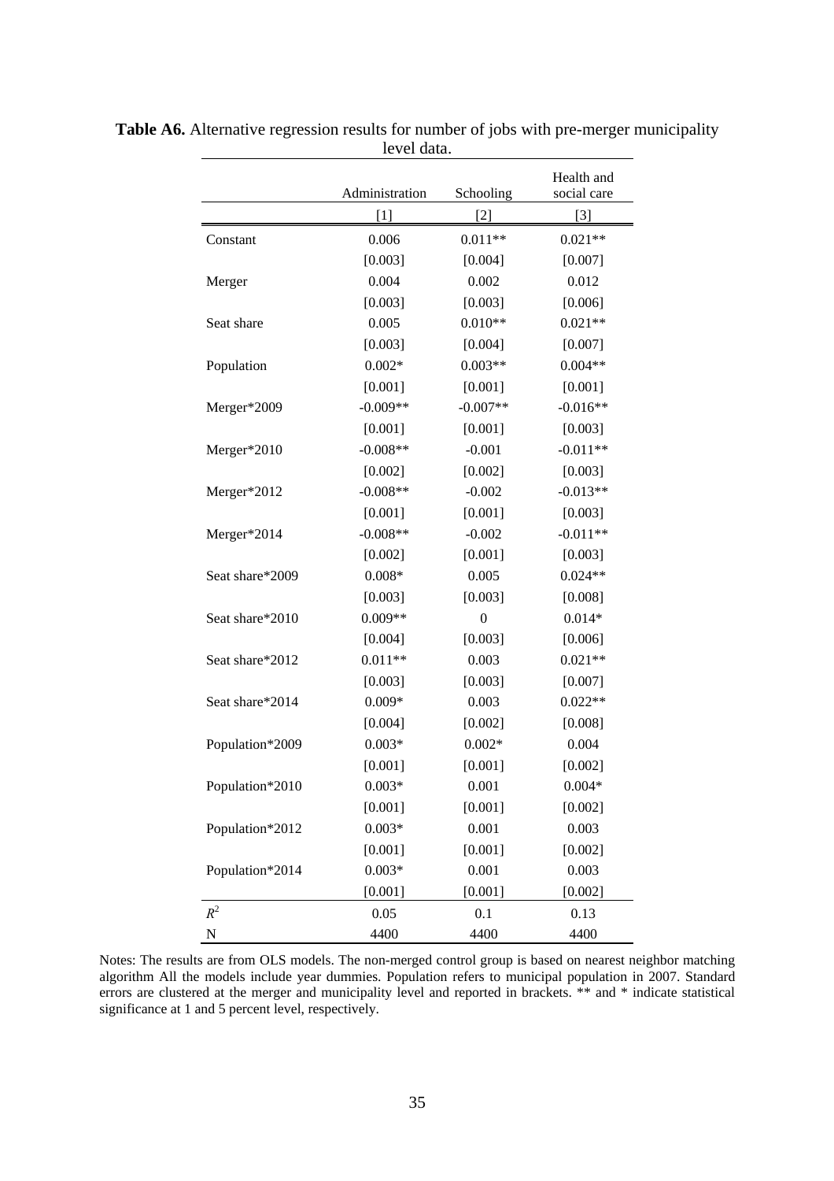**Table A6.** Alternative regression results for number of jobs with pre-merger municipality level data.

| | Administration | Schooling | Health and social care |
|---|---|---|---|
| | [1] | [2] | [3] |
| Constant | 0.006 | 0.011** | 0.021** |
| | [0.003] | [0.004] | [0.007] |
| Merger | 0.004 | 0.002 | 0.012 |
| | [0.003] | [0.003] | [0.006] |
| Seat share | 0.005 | 0.010** | 0.021** |
| | [0.003] | [0.004] | [0.007] |
| Population | 0.002* | 0.003** | 0.004** |
| | [0.001] | [0.001] | [0.001] |
| Merger*2009 | -0.009** | -0.007** | -0.016** |
| | [0.001] | [0.001] | [0.003] |
| Merger*2010 | -0.008** | -0.001 | -0.011** |
| | [0.002] | [0.002] | [0.003] |
| Merger*2012 | -0.008** | -0.002 | -0.013** |
| | [0.001] | [0.001] | [0.003] |
| Merger*2014 | -0.008** | -0.002 | -0.011** |
| | [0.002] | [0.001] | [0.003] |
| Seat share*2009 | 0.008* | 0.005 | 0.024** |
| | [0.003] | [0.003] | [0.008] |
| Seat share*2010 | 0.009** | 0 | 0.014* |
| | [0.004] | [0.003] | [0.006] |
| Seat share*2012 | 0.011** | 0.003 | 0.021** |
| | [0.003] | [0.003] | [0.007] |
| Seat share*2014 | 0.009* | 0.003 | 0.022** |
| | [0.004] | [0.002] | [0.008] |
| Population*2009 | 0.003* | 0.002* | 0.004 |
| | [0.001] | [0.001] | [0.002] |
| Population*2010 | 0.003* | 0.001 | 0.004* |
| | [0.001] | [0.001] | [0.002] |
| Population*2012 | 0.003* | 0.001 | 0.003 |
| | [0.001] | [0.001] | [0.002] |
| Population*2014 | 0.003* | 0.001 | 0.003 |
| | [0.001] | [0.001] | [0.002] |
| $R^2$ | 0.05 | 0.1 | 0.13 |
| N | 4400 | 4400 | 4400 |

Notes: The results are from OLS models. The non-merged control group is based on nearest neighbor matching algorithm All the models include year dummies. Population refers to municipal population in 2007. Standard errors are clustered at the merger and municipality level and reported in brackets. ** and * indicate statistical significance at 1 and 5 percent level, respectively.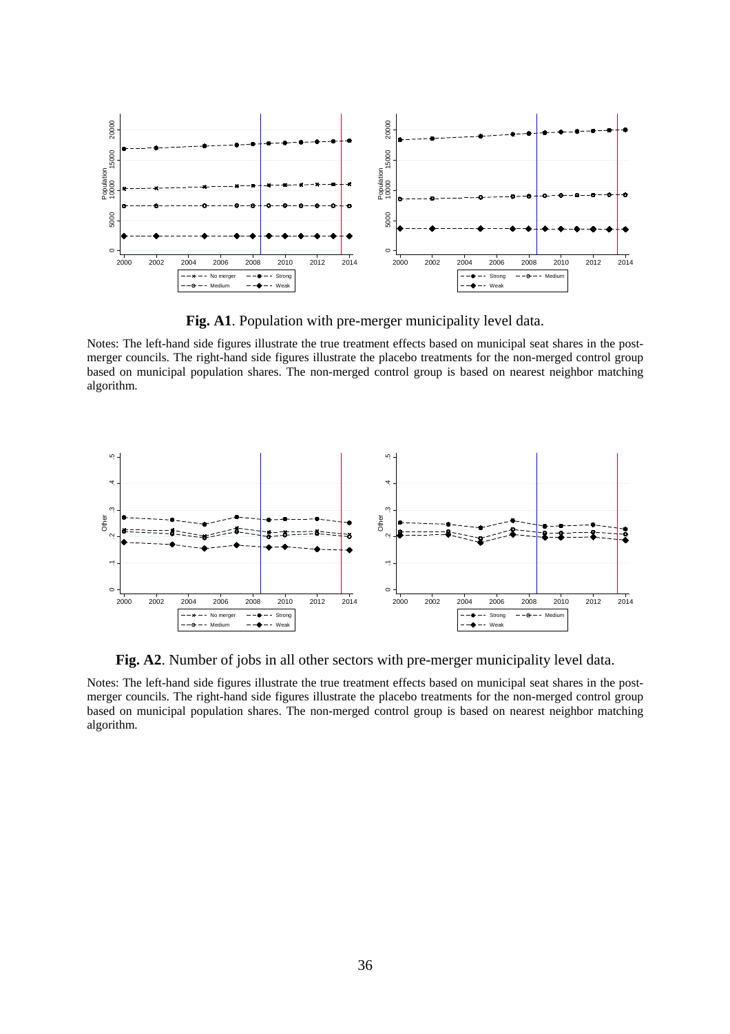Population
20000
15000
10000
5000
0
2000 2002 2004 2006 2008 2010 2012 2014
No merger
Strong
Medium
Weak

Population
20000
15000
10000
5000
0
2000 2002 2004 2006 2008 2010 2012 2014
Strong
Medium
Weak

**Fig. A1**. Population with pre-merger municipality level data.

Notes: The left-hand side figures illustrate the true treatment effects based on municipal seat shares in the post-merger councils. The right-hand side figures illustrate the placebo treatments for the non-merged control group based on municipal population shares. The non-merged control group is based on nearest neighbor matching algorithm.

Other
.5
.4
.3
.2
.1
0
2000 2002 2004 2006 2008 2010 2012 2014
No merger
Strong
Medium
Weak

Other
.5
.4
.3
.2
.1
0
2000 2002 2004 2006 2008 2010 2012 2014
Strong
Medium
Weak

**Fig. A2**. Number of jobs in all other sectors with pre-merger municipality level data.

Notes: The left-hand side figures illustrate the true treatment effects based on municipal seat shares in the post-merger councils. The right-hand side figures illustrate the placebo treatments for the non-merged control group based on municipal population shares. The non-merged control group is based on nearest neighbor matching algorithm.